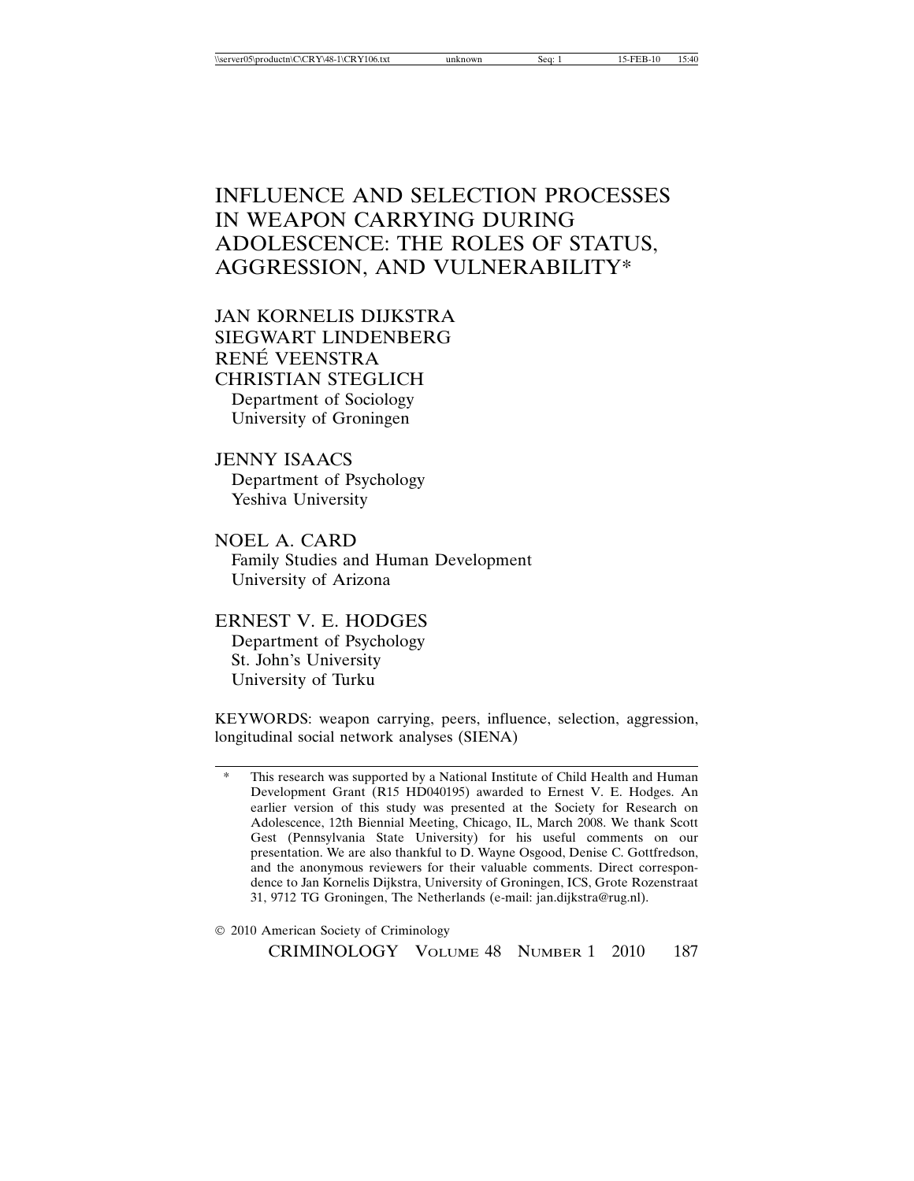# INFLUENCE AND SELECTION PROCESSES IN WEAPON CARRYING DURING ADOLESCENCE: THE ROLES OF STATUS, AGGRESSION, AND VULNERABILITY*

JAN KORNELIS DIJKSTRA
SIEGWART LINDENBERG
RENÉ VEENSTRA
CHRISTIAN STEGLICH
Department of Sociology
University of Groningen

JENNY ISAACS
Department of Psychology
Yeshiva University

NOEL A. CARD
Family Studies and Human Development
University of Arizona

ERNEST V. E. HODGES
Department of Psychology
St. John's University
University of Turku

KEYWORDS: weapon carrying, peers, influence, selection, aggression, longitudinal social network analyses (SIENA)

\* This research was supported by a National Institute of Child Health and Human Development Grant (R15 HD040195) awarded to Ernest V. E. Hodges. An earlier version of this study was presented at the Society for Research on Adolescence, 12th Biennial Meeting, Chicago, IL, March 2008. We thank Scott Gest (Pennsylvania State University) for his useful comments on our presentation. We are also thankful to D. Wayne Osgood, Denise C. Gottfredson, and the anonymous reviewers for their valuable comments. Direct correspondence to Jan Kornelis Dijkstra, University of Groningen, ICS, Grote Rozenstraat 31, 9712 TG Groningen, The Netherlands (e-mail: jan.dijkstra@rug.nl).

© 2010 American Society of Criminology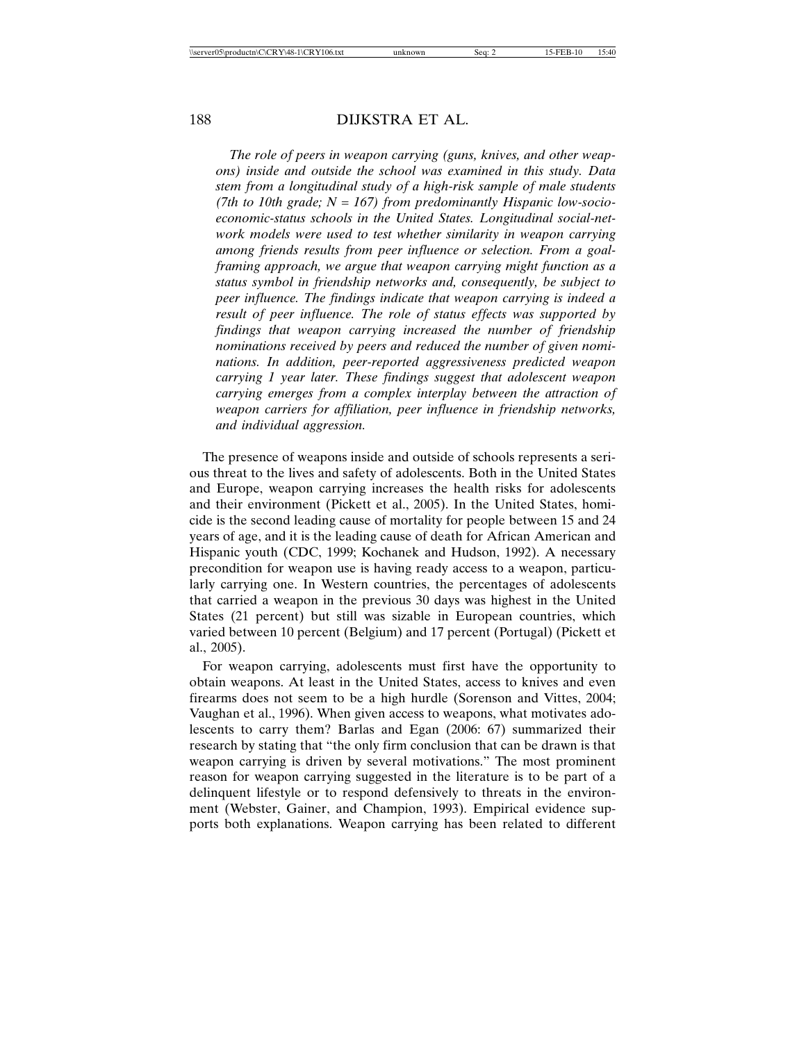*The role of peers in weapon carrying (guns, knives, and other weapons) inside and outside the school was examined in this study. Data stem from a longitudinal study of a high-risk sample of male students (7th to 10th grade; N = 167) from predominantly Hispanic low-socioeconomic-status schools in the United States. Longitudinal social-network models were used to test whether similarity in weapon carrying among friends results from peer influence or selection. From a goal-framing approach, we argue that weapon carrying might function as a status symbol in friendship networks and, consequently, be subject to peer influence. The findings indicate that weapon carrying is indeed a result of peer influence. The role of status effects was supported by findings that weapon carrying increased the number of friendship nominations received by peers and reduced the number of given nominations. In addition, peer-reported aggressiveness predicted weapon carrying 1 year later. These findings suggest that adolescent weapon carrying emerges from a complex interplay between the attraction of weapon carriers for affiliation, peer influence in friendship networks, and individual aggression.*

The presence of weapons inside and outside of schools represents a serious threat to the lives and safety of adolescents. Both in the United States and Europe, weapon carrying increases the health risks for adolescents and their environment (Pickett et al., 2005). In the United States, homicide is the second leading cause of mortality for people between 15 and 24 years of age, and it is the leading cause of death for African American and Hispanic youth (CDC, 1999; Kochanek and Hudson, 1992). A necessary precondition for weapon use is having ready access to a weapon, particularly carrying one. In Western countries, the percentages of adolescents that carried a weapon in the previous 30 days was highest in the United States (21 percent) but still was sizable in European countries, which varied between 10 percent (Belgium) and 17 percent (Portugal) (Pickett et al., 2005).

For weapon carrying, adolescents must first have the opportunity to obtain weapons. At least in the United States, access to knives and even firearms does not seem to be a high hurdle (Sorenson and Vittes, 2004; Vaughan et al., 1996). When given access to weapons, what motivates adolescents to carry them? Barlas and Egan (2006: 67) summarized their research by stating that "the only firm conclusion that can be drawn is that weapon carrying is driven by several motivations." The most prominent reason for weapon carrying suggested in the literature is to be part of a delinquent lifestyle or to respond defensively to threats in the environment (Webster, Gainer, and Champion, 1993). Empirical evidence supports both explanations. Weapon carrying has been related to different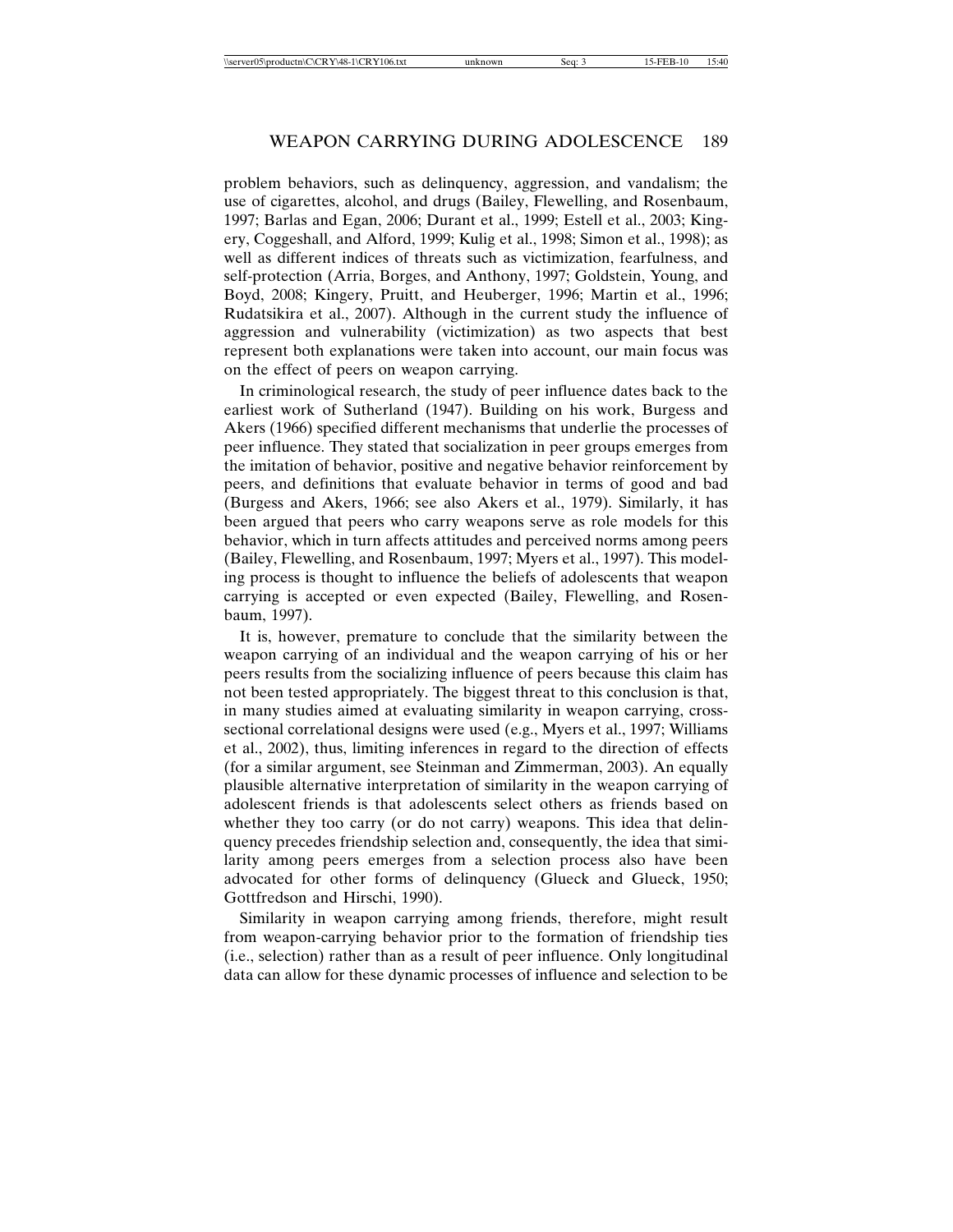problem behaviors, such as delinquency, aggression, and vandalism; the use of cigarettes, alcohol, and drugs (Bailey, Flewelling, and Rosenbaum, 1997; Barlas and Egan, 2006; Durant et al., 1999; Estell et al., 2003; Kingery, Coggeshall, and Alford, 1999; Kulig et al., 1998; Simon et al., 1998); as well as different indices of threats such as victimization, fearfulness, and self-protection (Arria, Borges, and Anthony, 1997; Goldstein, Young, and Boyd, 2008; Kingery, Pruitt, and Heuberger, 1996; Martin et al., 1996; Rudatsikira et al., 2007). Although in the current study the influence of aggression and vulnerability (victimization) as two aspects that best represent both explanations were taken into account, our main focus was on the effect of peers on weapon carrying.

In criminological research, the study of peer influence dates back to the earliest work of Sutherland (1947). Building on his work, Burgess and Akers (1966) specified different mechanisms that underlie the processes of peer influence. They stated that socialization in peer groups emerges from the imitation of behavior, positive and negative behavior reinforcement by peers, and definitions that evaluate behavior in terms of good and bad (Burgess and Akers, 1966; see also Akers et al., 1979). Similarly, it has been argued that peers who carry weapons serve as role models for this behavior, which in turn affects attitudes and perceived norms among peers (Bailey, Flewelling, and Rosenbaum, 1997; Myers et al., 1997). This modeling process is thought to influence the beliefs of adolescents that weapon carrying is accepted or even expected (Bailey, Flewelling, and Rosenbaum, 1997).

It is, however, premature to conclude that the similarity between the weapon carrying of an individual and the weapon carrying of his or her peers results from the socializing influence of peers because this claim has not been tested appropriately. The biggest threat to this conclusion is that, in many studies aimed at evaluating similarity in weapon carrying, cross-sectional correlational designs were used (e.g., Myers et al., 1997; Williams et al., 2002), thus, limiting inferences in regard to the direction of effects (for a similar argument, see Steinman and Zimmerman, 2003). An equally plausible alternative interpretation of similarity in the weapon carrying of adolescent friends is that adolescents select others as friends based on whether they too carry (or do not carry) weapons. This idea that delinquency precedes friendship selection and, consequently, the idea that similarity among peers emerges from a selection process also have been advocated for other forms of delinquency (Glueck and Glueck, 1950; Gottfredson and Hirschi, 1990).

Similarity in weapon carrying among friends, therefore, might result from weapon-carrying behavior prior to the formation of friendship ties (i.e., selection) rather than as a result of peer influence. Only longitudinal data can allow for these dynamic processes of influence and selection to be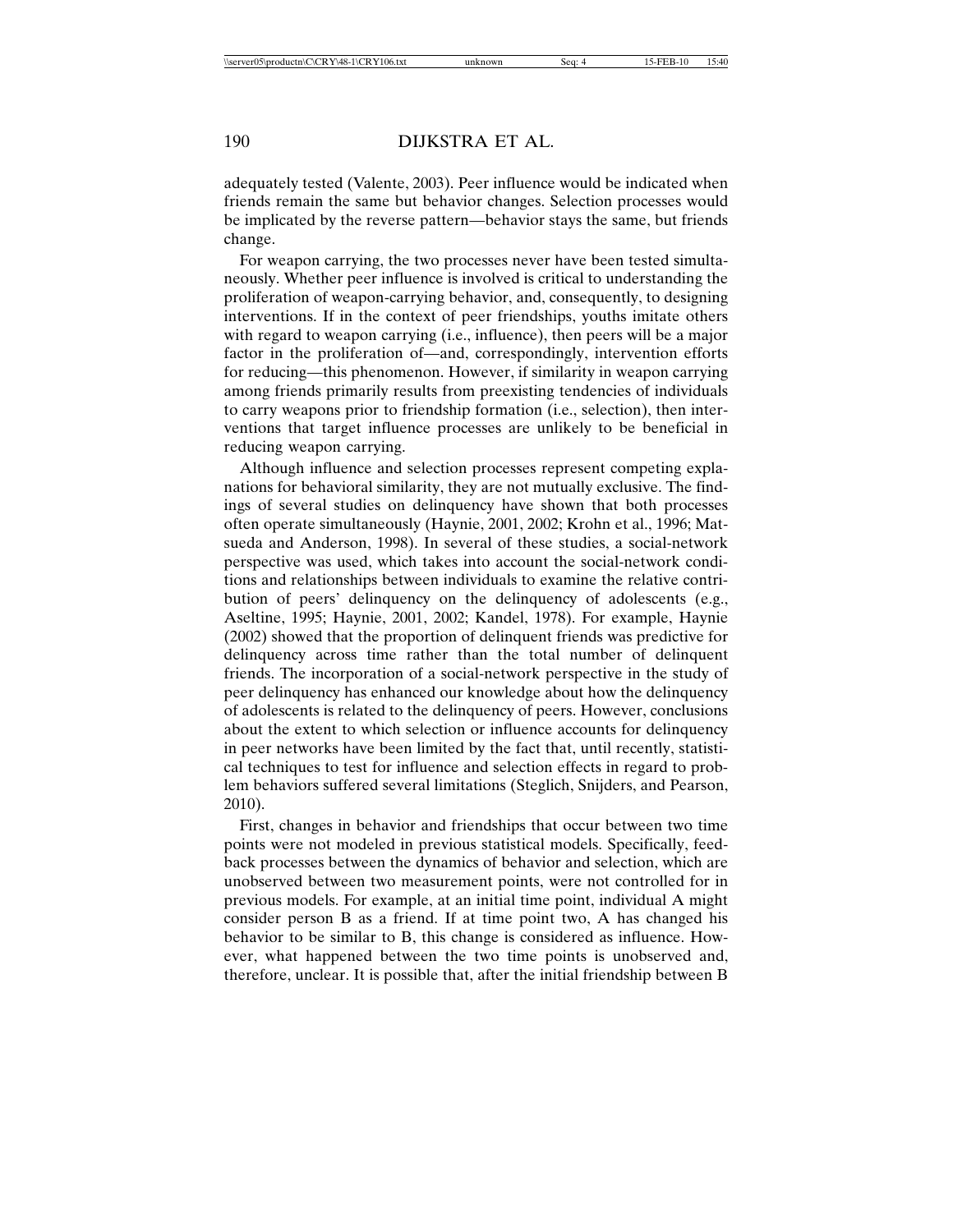adequately tested (Valente, 2003). Peer influence would be indicated when friends remain the same but behavior changes. Selection processes would be implicated by the reverse pattern—behavior stays the same, but friends change.

For weapon carrying, the two processes never have been tested simultaneously. Whether peer influence is involved is critical to understanding the proliferation of weapon-carrying behavior, and, consequently, to designing interventions. If in the context of peer friendships, youths imitate others with regard to weapon carrying (i.e., influence), then peers will be a major factor in the proliferation of—and, correspondingly, intervention efforts for reducing—this phenomenon. However, if similarity in weapon carrying among friends primarily results from preexisting tendencies of individuals to carry weapons prior to friendship formation (i.e., selection), then interventions that target influence processes are unlikely to be beneficial in reducing weapon carrying.

Although influence and selection processes represent competing explanations for behavioral similarity, they are not mutually exclusive. The findings of several studies on delinquency have shown that both processes often operate simultaneously (Haynie, 2001, 2002; Krohn et al., 1996; Matsueda and Anderson, 1998). In several of these studies, a social-network perspective was used, which takes into account the social-network conditions and relationships between individuals to examine the relative contribution of peers' delinquency on the delinquency of adolescents (e.g., Aseltine, 1995; Haynie, 2001, 2002; Kandel, 1978). For example, Haynie (2002) showed that the proportion of delinquent friends was predictive for delinquency across time rather than the total number of delinquent friends. The incorporation of a social-network perspective in the study of peer delinquency has enhanced our knowledge about how the delinquency of adolescents is related to the delinquency of peers. However, conclusions about the extent to which selection or influence accounts for delinquency in peer networks have been limited by the fact that, until recently, statistical techniques to test for influence and selection effects in regard to problem behaviors suffered several limitations (Steglich, Snijders, and Pearson, 2010).

First, changes in behavior and friendships that occur between two time points were not modeled in previous statistical models. Specifically, feedback processes between the dynamics of behavior and selection, which are unobserved between two measurement points, were not controlled for in previous models. For example, at an initial time point, individual A might consider person B as a friend. If at time point two, A has changed his behavior to be similar to B, this change is considered as influence. However, what happened between the two time points is unobserved and, therefore, unclear. It is possible that, after the initial friendship between B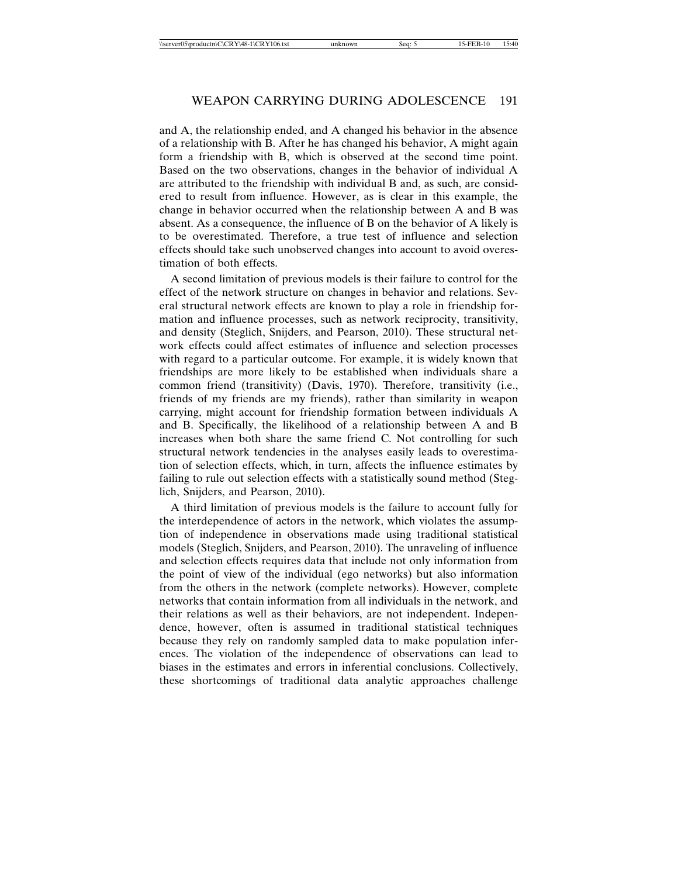and A, the relationship ended, and A changed his behavior in the absence of a relationship with B. After he has changed his behavior, A might again form a friendship with B, which is observed at the second time point. Based on the two observations, changes in the behavior of individual A are attributed to the friendship with individual B and, as such, are considered to result from influence. However, as is clear in this example, the change in behavior occurred when the relationship between A and B was absent. As a consequence, the influence of B on the behavior of A likely is to be overestimated. Therefore, a true test of influence and selection effects should take such unobserved changes into account to avoid overestimation of both effects.

A second limitation of previous models is their failure to control for the effect of the network structure on changes in behavior and relations. Several structural network effects are known to play a role in friendship formation and influence processes, such as network reciprocity, transitivity, and density (Steglich, Snijders, and Pearson, 2010). These structural network effects could affect estimates of influence and selection processes with regard to a particular outcome. For example, it is widely known that friendships are more likely to be established when individuals share a common friend (transitivity) (Davis, 1970). Therefore, transitivity (i.e., friends of my friends are my friends), rather than similarity in weapon carrying, might account for friendship formation between individuals A and B. Specifically, the likelihood of a relationship between A and B increases when both share the same friend C. Not controlling for such structural network tendencies in the analyses easily leads to overestimation of selection effects, which, in turn, affects the influence estimates by failing to rule out selection effects with a statistically sound method (Steglich, Snijders, and Pearson, 2010).

A third limitation of previous models is the failure to account fully for the interdependence of actors in the network, which violates the assumption of independence in observations made using traditional statistical models (Steglich, Snijders, and Pearson, 2010). The unraveling of influence and selection effects requires data that include not only information from the point of view of the individual (ego networks) but also information from the others in the network (complete networks). However, complete networks that contain information from all individuals in the network, and their relations as well as their behaviors, are not independent. Independence, however, often is assumed in traditional statistical techniques because they rely on randomly sampled data to make population inferences. The violation of the independence of observations can lead to biases in the estimates and errors in inferential conclusions. Collectively, these shortcomings of traditional data analytic approaches challenge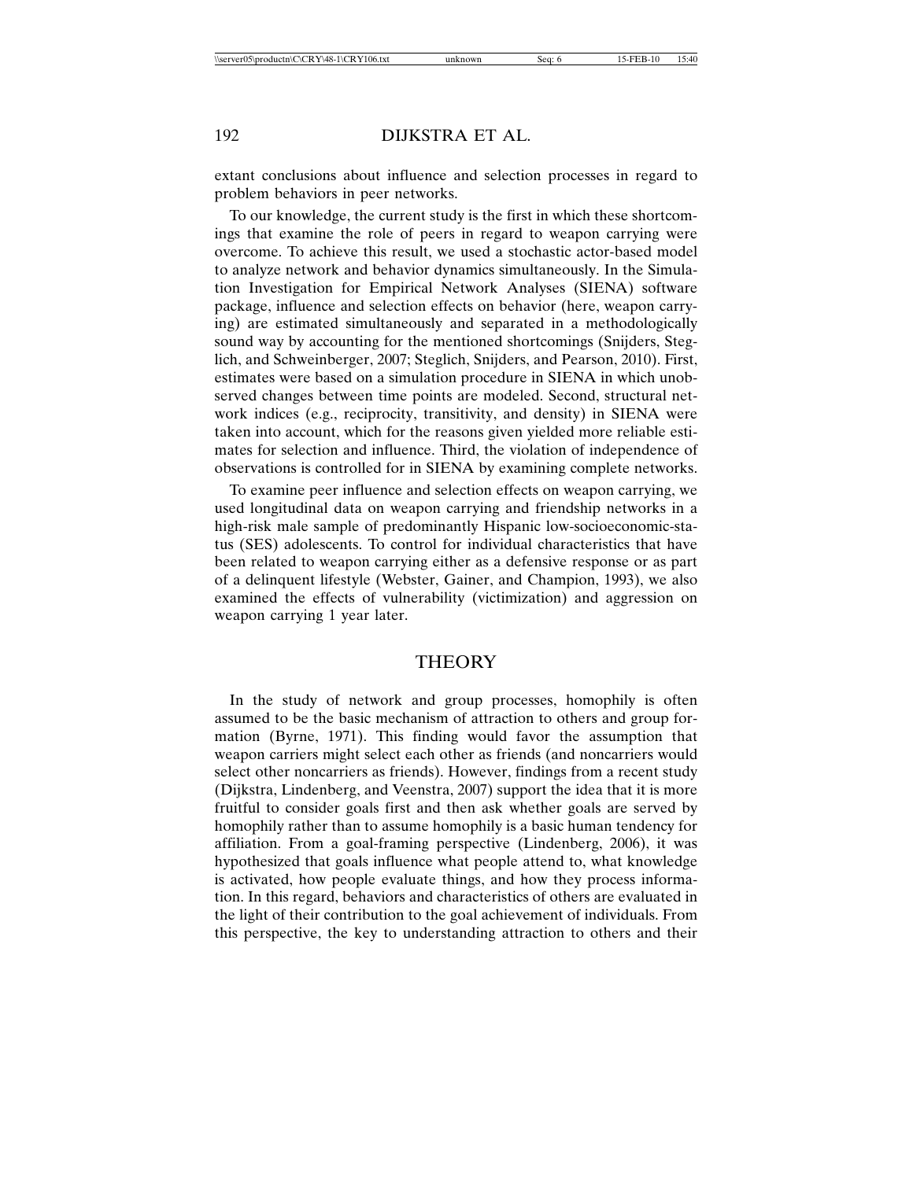extant conclusions about influence and selection processes in regard to problem behaviors in peer networks.

To our knowledge, the current study is the first in which these shortcomings that examine the role of peers in regard to weapon carrying were overcome. To achieve this result, we used a stochastic actor-based model to analyze network and behavior dynamics simultaneously. In the Simulation Investigation for Empirical Network Analyses (SIENA) software package, influence and selection effects on behavior (here, weapon carrying) are estimated simultaneously and separated in a methodologically sound way by accounting for the mentioned shortcomings (Snijders, Steglich, and Schweinberger, 2007; Steglich, Snijders, and Pearson, 2010). First, estimates were based on a simulation procedure in SIENA in which unobserved changes between time points are modeled. Second, structural network indices (e.g., reciprocity, transitivity, and density) in SIENA were taken into account, which for the reasons given yielded more reliable estimates for selection and influence. Third, the violation of independence of observations is controlled for in SIENA by examining complete networks.

To examine peer influence and selection effects on weapon carrying, we used longitudinal data on weapon carrying and friendship networks in a high-risk male sample of predominantly Hispanic low-socioeconomic-status (SES) adolescents. To control for individual characteristics that have been related to weapon carrying either as a defensive response or as part of a delinquent lifestyle (Webster, Gainer, and Champion, 1993), we also examined the effects of vulnerability (victimization) and aggression on weapon carrying 1 year later.

## THEORY

In the study of network and group processes, homophily is often assumed to be the basic mechanism of attraction to others and group formation (Byrne, 1971). This finding would favor the assumption that weapon carriers might select each other as friends (and noncarriers would select other noncarriers as friends). However, findings from a recent study (Dijkstra, Lindenberg, and Veenstra, 2007) support the idea that it is more fruitful to consider goals first and then ask whether goals are served by homophily rather than to assume homophily is a basic human tendency for affiliation. From a goal-framing perspective (Lindenberg, 2006), it was hypothesized that goals influence what people attend to, what knowledge is activated, how people evaluate things, and how they process information. In this regard, behaviors and characteristics of others are evaluated in the light of their contribution to the goal achievement of individuals. From this perspective, the key to understanding attraction to others and their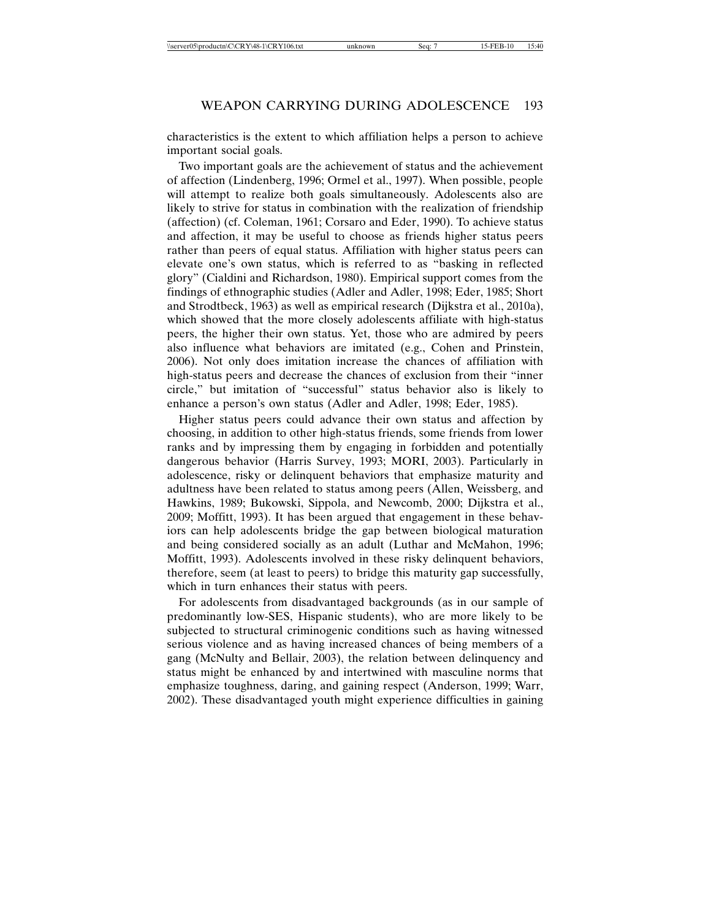characteristics is the extent to which affiliation helps a person to achieve important social goals.

Two important goals are the achievement of status and the achievement of affection (Lindenberg, 1996; Ormel et al., 1997). When possible, people will attempt to realize both goals simultaneously. Adolescents also are likely to strive for status in combination with the realization of friendship (affection) (cf. Coleman, 1961; Corsaro and Eder, 1990). To achieve status and affection, it may be useful to choose as friends higher status peers rather than peers of equal status. Affiliation with higher status peers can elevate one's own status, which is referred to as "basking in reflected glory" (Cialdini and Richardson, 1980). Empirical support comes from the findings of ethnographic studies (Adler and Adler, 1998; Eder, 1985; Short and Strodtbeck, 1963) as well as empirical research (Dijkstra et al., 2010a), which showed that the more closely adolescents affiliate with high-status peers, the higher their own status. Yet, those who are admired by peers also influence what behaviors are imitated (e.g., Cohen and Prinstein, 2006). Not only does imitation increase the chances of affiliation with high-status peers and decrease the chances of exclusion from their "inner circle," but imitation of "successful" status behavior also is likely to enhance a person's own status (Adler and Adler, 1998; Eder, 1985).

Higher status peers could advance their own status and affection by choosing, in addition to other high-status friends, some friends from lower ranks and by impressing them by engaging in forbidden and potentially dangerous behavior (Harris Survey, 1993; MORI, 2003). Particularly in adolescence, risky or delinquent behaviors that emphasize maturity and adultness have been related to status among peers (Allen, Weissberg, and Hawkins, 1989; Bukowski, Sippola, and Newcomb, 2000; Dijkstra et al., 2009; Moffitt, 1993). It has been argued that engagement in these behaviors can help adolescents bridge the gap between biological maturation and being considered socially as an adult (Luthar and McMahon, 1996; Moffitt, 1993). Adolescents involved in these risky delinquent behaviors, therefore, seem (at least to peers) to bridge this maturity gap successfully, which in turn enhances their status with peers.

For adolescents from disadvantaged backgrounds (as in our sample of predominantly low-SES, Hispanic students), who are more likely to be subjected to structural criminogenic conditions such as having witnessed serious violence and as having increased chances of being members of a gang (McNulty and Bellair, 2003), the relation between delinquency and status might be enhanced by and intertwined with masculine norms that emphasize toughness, daring, and gaining respect (Anderson, 1999; Warr, 2002). These disadvantaged youth might experience difficulties in gaining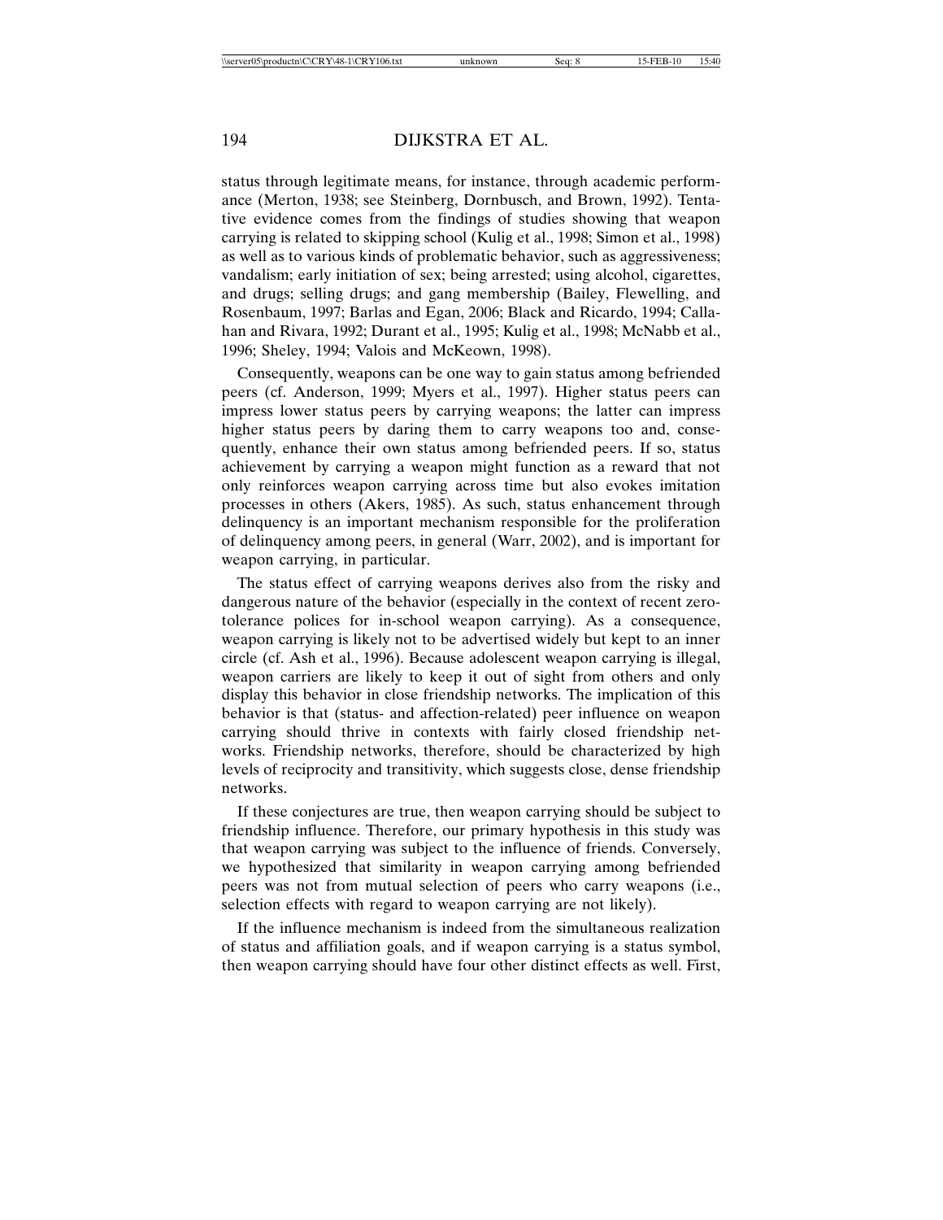status through legitimate means, for instance, through academic performance (Merton, 1938; see Steinberg, Dornbusch, and Brown, 1992). Tentative evidence comes from the findings of studies showing that weapon carrying is related to skipping school (Kulig et al., 1998; Simon et al., 1998) as well as to various kinds of problematic behavior, such as aggressiveness; vandalism; early initiation of sex; being arrested; using alcohol, cigarettes, and drugs; selling drugs; and gang membership (Bailey, Flewelling, and Rosenbaum, 1997; Barlas and Egan, 2006; Black and Ricardo, 1994; Callahan and Rivara, 1992; Durant et al., 1995; Kulig et al., 1998; McNabb et al., 1996; Sheley, 1994; Valois and McKeown, 1998).

Consequently, weapons can be one way to gain status among befriended peers (cf. Anderson, 1999; Myers et al., 1997). Higher status peers can impress lower status peers by carrying weapons; the latter can impress higher status peers by daring them to carry weapons too and, consequently, enhance their own status among befriended peers. If so, status achievement by carrying a weapon might function as a reward that not only reinforces weapon carrying across time but also evokes imitation processes in others (Akers, 1985). As such, status enhancement through delinquency is an important mechanism responsible for the proliferation of delinquency among peers, in general (Warr, 2002), and is important for weapon carrying, in particular.

The status effect of carrying weapons derives also from the risky and dangerous nature of the behavior (especially in the context of recent zero-tolerance polices for in-school weapon carrying). As a consequence, weapon carrying is likely not to be advertised widely but kept to an inner circle (cf. Ash et al., 1996). Because adolescent weapon carrying is illegal, weapon carriers are likely to keep it out of sight from others and only display this behavior in close friendship networks. The implication of this behavior is that (status- and affection-related) peer influence on weapon carrying should thrive in contexts with fairly closed friendship networks. Friendship networks, therefore, should be characterized by high levels of reciprocity and transitivity, which suggests close, dense friendship networks.

If these conjectures are true, then weapon carrying should be subject to friendship influence. Therefore, our primary hypothesis in this study was that weapon carrying was subject to the influence of friends. Conversely, we hypothesized that similarity in weapon carrying among befriended peers was not from mutual selection of peers who carry weapons (i.e., selection effects with regard to weapon carrying are not likely).

If the influence mechanism is indeed from the simultaneous realization of status and affiliation goals, and if weapon carrying is a status symbol, then weapon carrying should have four other distinct effects as well. First,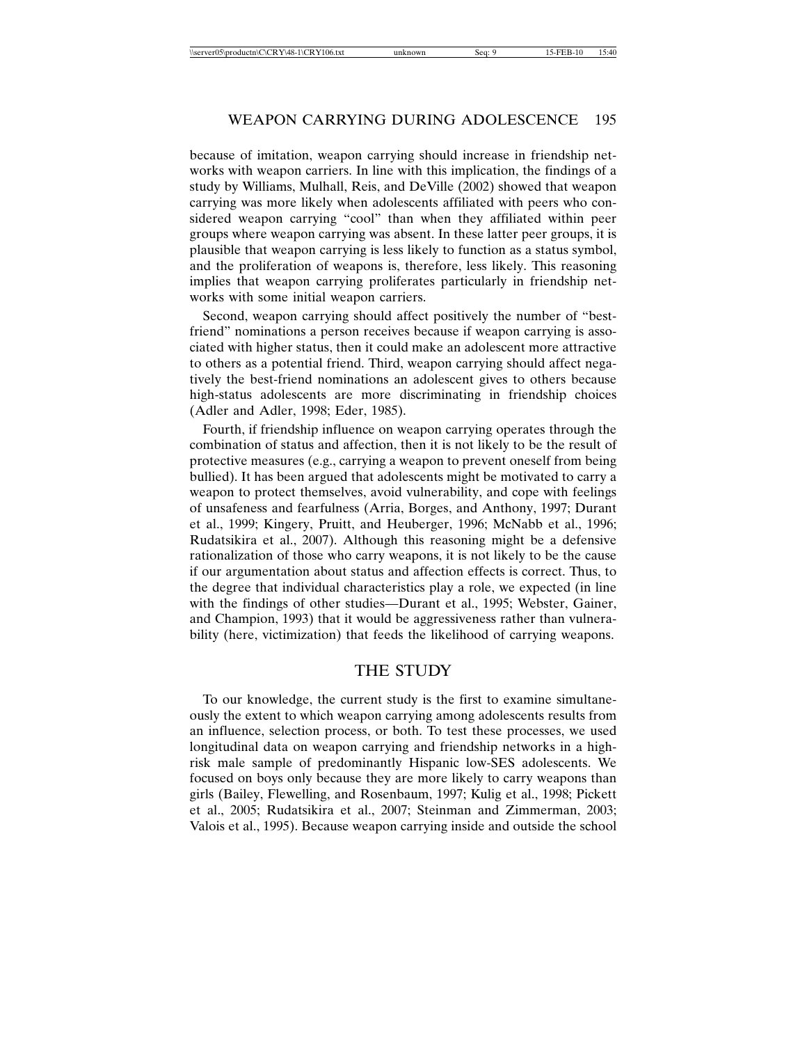because of imitation, weapon carrying should increase in friendship networks with weapon carriers. In line with this implication, the findings of a study by Williams, Mulhall, Reis, and DeVille (2002) showed that weapon carrying was more likely when adolescents affiliated with peers who considered weapon carrying "cool" than when they affiliated within peer groups where weapon carrying was absent. In these latter peer groups, it is plausible that weapon carrying is less likely to function as a status symbol, and the proliferation of weapons is, therefore, less likely. This reasoning implies that weapon carrying proliferates particularly in friendship networks with some initial weapon carriers.

Second, weapon carrying should affect positively the number of "best-friend" nominations a person receives because if weapon carrying is associated with higher status, then it could make an adolescent more attractive to others as a potential friend. Third, weapon carrying should affect negatively the best-friend nominations an adolescent gives to others because high-status adolescents are more discriminating in friendship choices (Adler and Adler, 1998; Eder, 1985).

Fourth, if friendship influence on weapon carrying operates through the combination of status and affection, then it is not likely to be the result of protective measures (e.g., carrying a weapon to prevent oneself from being bullied). It has been argued that adolescents might be motivated to carry a weapon to protect themselves, avoid vulnerability, and cope with feelings of unsafeness and fearfulness (Arria, Borges, and Anthony, 1997; Durant et al., 1999; Kingery, Pruitt, and Heuberger, 1996; McNabb et al., 1996; Rudatsikira et al., 2007). Although this reasoning might be a defensive rationalization of those who carry weapons, it is not likely to be the cause if our argumentation about status and affection effects is correct. Thus, to the degree that individual characteristics play a role, we expected (in line with the findings of other studies—Durant et al., 1995; Webster, Gainer, and Champion, 1993) that it would be aggressiveness rather than vulnerability (here, victimization) that feeds the likelihood of carrying weapons.

## THE STUDY

To our knowledge, the current study is the first to examine simultaneously the extent to which weapon carrying among adolescents results from an influence, selection process, or both. To test these processes, we used longitudinal data on weapon carrying and friendship networks in a high-risk male sample of predominantly Hispanic low-SES adolescents. We focused on boys only because they are more likely to carry weapons than girls (Bailey, Flewelling, and Rosenbaum, 1997; Kulig et al., 1998; Pickett et al., 2005; Rudatsikira et al., 2007; Steinman and Zimmerman, 2003; Valois et al., 1995). Because weapon carrying inside and outside the school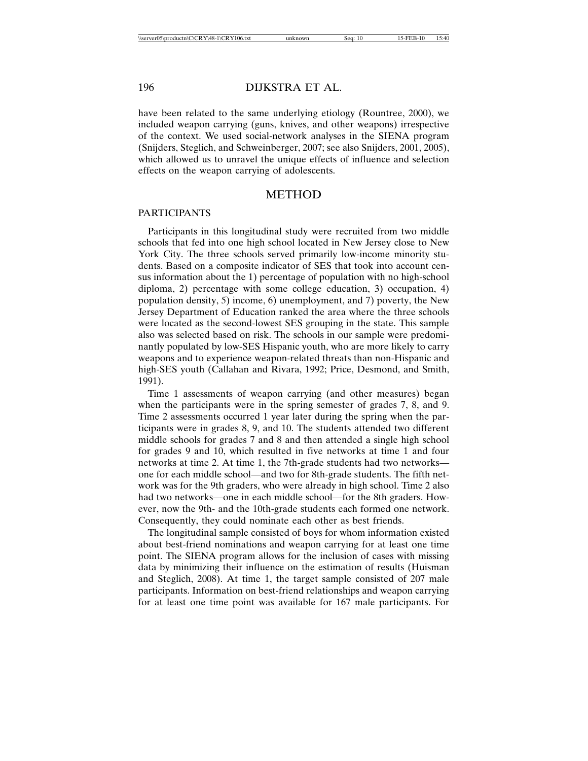have been related to the same underlying etiology (Rountree, 2000), we included weapon carrying (guns, knives, and other weapons) irrespective of the context. We used social-network analyses in the SIENA program (Snijders, Steglich, and Schweinberger, 2007; see also Snijders, 2001, 2005), which allowed us to unravel the unique effects of influence and selection effects on the weapon carrying of adolescents.

## METHOD

### PARTICIPANTS

Participants in this longitudinal study were recruited from two middle schools that fed into one high school located in New Jersey close to New York City. The three schools served primarily low-income minority students. Based on a composite indicator of SES that took into account census information about the 1) percentage of population with no high-school diploma, 2) percentage with some college education, 3) occupation, 4) population density, 5) income, 6) unemployment, and 7) poverty, the New Jersey Department of Education ranked the area where the three schools were located as the second-lowest SES grouping in the state. This sample also was selected based on risk. The schools in our sample were predominantly populated by low-SES Hispanic youth, who are more likely to carry weapons and to experience weapon-related threats than non-Hispanic and high-SES youth (Callahan and Rivara, 1992; Price, Desmond, and Smith, 1991).

Time 1 assessments of weapon carrying (and other measures) began when the participants were in the spring semester of grades 7, 8, and 9. Time 2 assessments occurred 1 year later during the spring when the participants were in grades 8, 9, and 10. The students attended two different middle schools for grades 7 and 8 and then attended a single high school for grades 9 and 10, which resulted in five networks at time 1 and four networks at time 2. At time 1, the 7th-grade students had two networks—one for each middle school—and two for 8th-grade students. The fifth network was for the 9th graders, who were already in high school. Time 2 also had two networks—one in each middle school—for the 8th graders. However, now the 9th- and the 10th-grade students each formed one network. Consequently, they could nominate each other as best friends.

The longitudinal sample consisted of boys for whom information existed about best-friend nominations and weapon carrying for at least one time point. The SIENA program allows for the inclusion of cases with missing data by minimizing their influence on the estimation of results (Huisman and Steglich, 2008). At time 1, the target sample consisted of 207 male participants. Information on best-friend relationships and weapon carrying for at least one time point was available for 167 male participants. For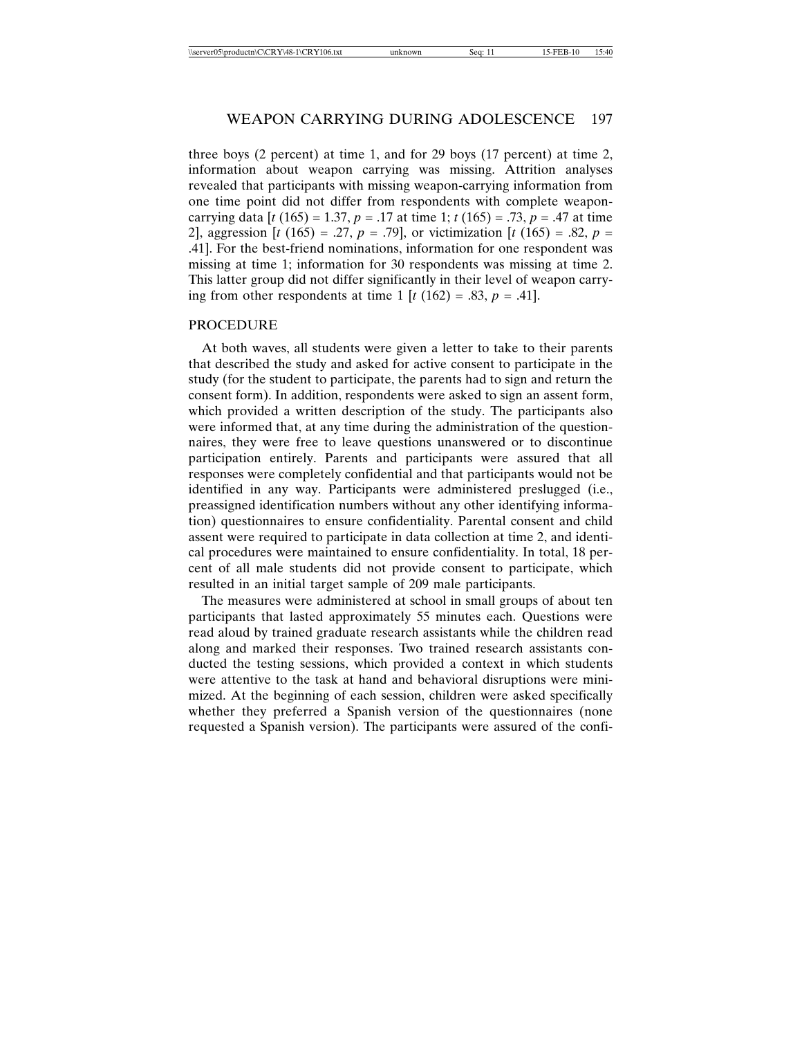three boys (2 percent) at time 1, and for 29 boys (17 percent) at time 2, information about weapon carrying was missing. Attrition analyses revealed that participants with missing weapon-carrying information from one time point did not differ from respondents with complete weapon-carrying data [$t$ (165) = 1.37, $p$ = .17 at time 1; $t$ (165) = .73, $p$ = .47 at time 2], aggression [$t$ (165) = .27, $p$ = .79], or victimization [$t$ (165) = .82, $p$ = .41]. For the best-friend nominations, information for one respondent was missing at time 1; information for 30 respondents was missing at time 2. This latter group did not differ significantly in their level of weapon carrying from other respondents at time 1 [$t$ (162) = .83, $p$ = .41].

## PROCEDURE

At both waves, all students were given a letter to take to their parents that described the study and asked for active consent to participate in the study (for the student to participate, the parents had to sign and return the consent form). In addition, respondents were asked to sign an assent form, which provided a written description of the study. The participants also were informed that, at any time during the administration of the questionnaires, they were free to leave questions unanswered or to discontinue participation entirely. Parents and participants were assured that all responses were completely confidential and that participants would not be identified in any way. Participants were administered preslugged (i.e., preassigned identification numbers without any other identifying information) questionnaires to ensure confidentiality. Parental consent and child assent were required to participate in data collection at time 2, and identical procedures were maintained to ensure confidentiality. In total, 18 percent of all male students did not provide consent to participate, which resulted in an initial target sample of 209 male participants.

The measures were administered at school in small groups of about ten participants that lasted approximately 55 minutes each. Questions were read aloud by trained graduate research assistants while the children read along and marked their responses. Two trained research assistants conducted the testing sessions, which provided a context in which students were attentive to the task at hand and behavioral disruptions were minimized. At the beginning of each session, children were asked specifically whether they preferred a Spanish version of the questionnaires (none requested a Spanish version). The participants were assured of the confi-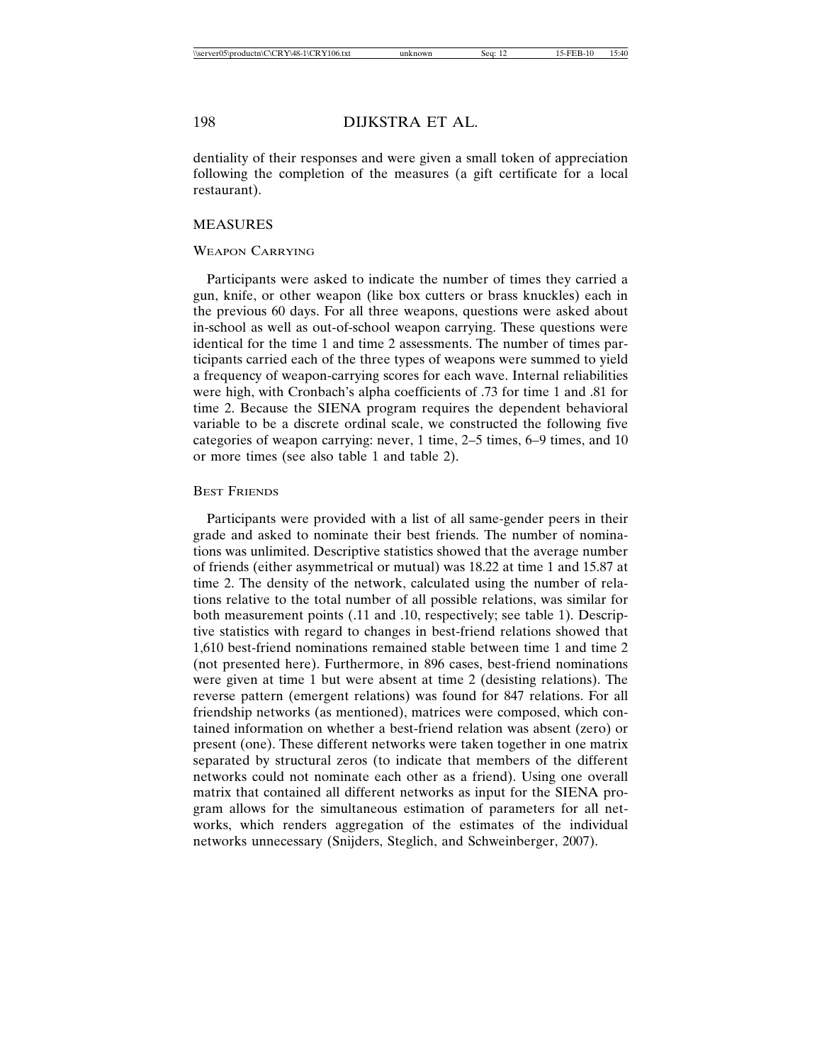dentiality of their responses and were given a small token of appreciation following the completion of the measures (a gift certificate for a local restaurant).

## MEASURES

### WEAPON CARRYING

Participants were asked to indicate the number of times they carried a gun, knife, or other weapon (like box cutters or brass knuckles) each in the previous 60 days. For all three weapons, questions were asked about in-school as well as out-of-school weapon carrying. These questions were identical for the time 1 and time 2 assessments. The number of times participants carried each of the three types of weapons were summed to yield a frequency of weapon-carrying scores for each wave. Internal reliabilities were high, with Cronbach's alpha coefficients of .73 for time 1 and .81 for time 2. Because the SIENA program requires the dependent behavioral variable to be a discrete ordinal scale, we constructed the following five categories of weapon carrying: never, 1 time, 2–5 times, 6–9 times, and 10 or more times (see also table 1 and table 2).

### BEST FRIENDS

Participants were provided with a list of all same-gender peers in their grade and asked to nominate their best friends. The number of nominations was unlimited. Descriptive statistics showed that the average number of friends (either asymmetrical or mutual) was 18.22 at time 1 and 15.87 at time 2. The density of the network, calculated using the number of relations relative to the total number of all possible relations, was similar for both measurement points (.11 and .10, respectively; see table 1). Descriptive statistics with regard to changes in best-friend relations showed that 1,610 best-friend nominations remained stable between time 1 and time 2 (not presented here). Furthermore, in 896 cases, best-friend nominations were given at time 1 but were absent at time 2 (desisting relations). The reverse pattern (emergent relations) was found for 847 relations. For all friendship networks (as mentioned), matrices were composed, which contained information on whether a best-friend relation was absent (zero) or present (one). These different networks were taken together in one matrix separated by structural zeros (to indicate that members of the different networks could not nominate each other as a friend). Using one overall matrix that contained all different networks as input for the SIENA program allows for the simultaneous estimation of parameters for all networks, which renders aggregation of the estimates of the individual networks unnecessary (Snijders, Steglich, and Schweinberger, 2007).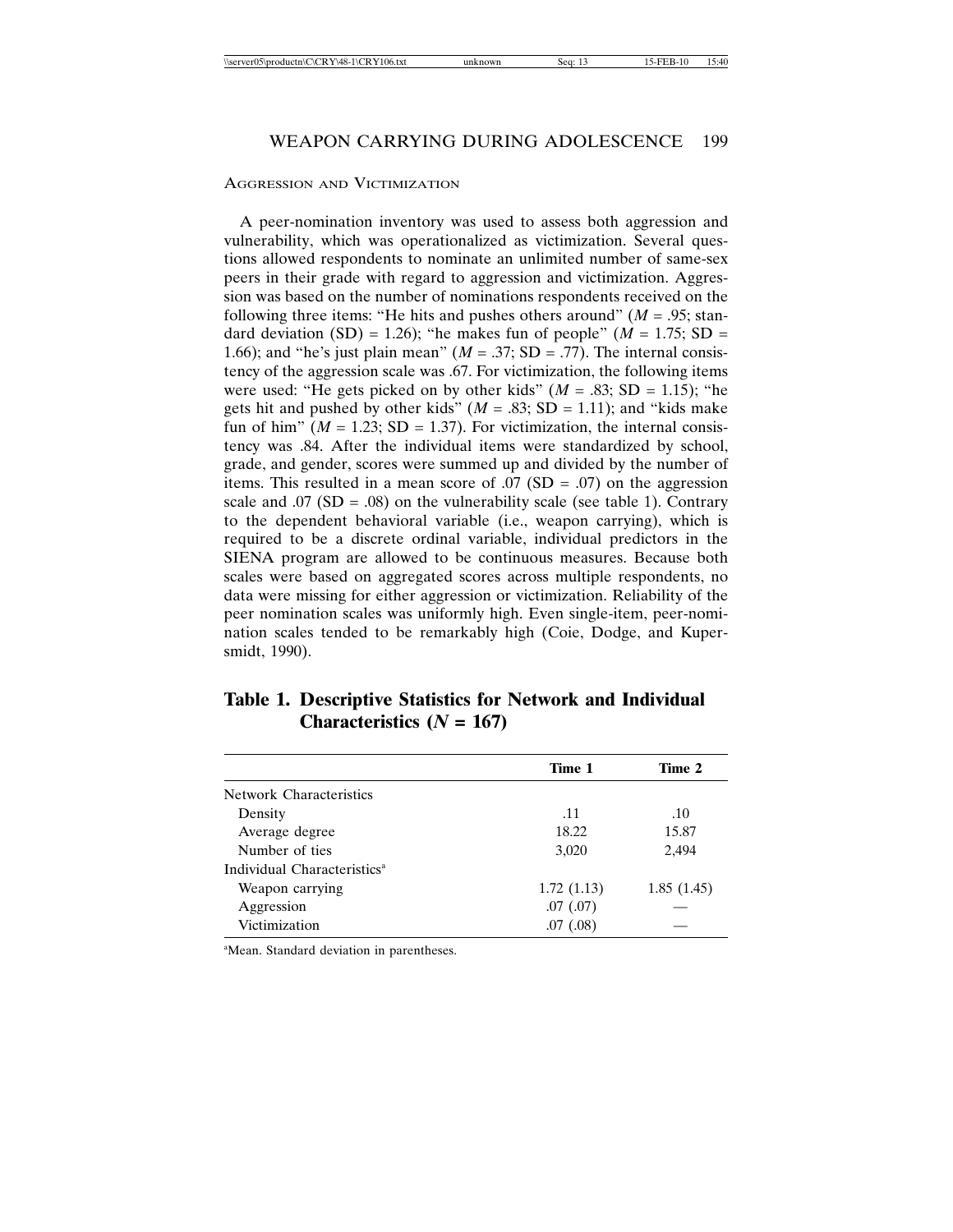### Aggression and Victimization

A peer-nomination inventory was used to assess both aggression and vulnerability, which was operationalized as victimization. Several questions allowed respondents to nominate an unlimited number of same-sex peers in their grade with regard to aggression and victimization. Aggression was based on the number of nominations respondents received on the following three items: "He hits and pushes others around" ($M$ = .95; standard deviation (SD) = 1.26); "he makes fun of people" ($M$ = 1.75; SD = 1.66); and "he's just plain mean" ($M$ = .37; SD = .77). The internal consistency of the aggression scale was .67. For victimization, the following items were used: "He gets picked on by other kids" ($M$ = .83; SD = 1.15); "he gets hit and pushed by other kids" ($M$ = .83; SD = 1.11); and "kids make fun of him" ($M$ = 1.23; SD = 1.37). For victimization, the internal consistency was .84. After the individual items were standardized by school, grade, and gender, scores were summed up and divided by the number of items. This resulted in a mean score of .07 (SD = .07) on the aggression scale and .07 (SD = .08) on the vulnerability scale (see table 1). Contrary to the dependent behavioral variable (i.e., weapon carrying), which is required to be a discrete ordinal variable, individual predictors in the SIENA program are allowed to be continuous measures. Because both scales were based on aggregated scores across multiple respondents, no data were missing for either aggression or victimization. Reliability of the peer nomination scales was uniformly high. Even single-item, peer-nomination scales tended to be remarkably high (Coie, Dodge, and Kupersmidt, 1990).

**Table 1. Descriptive Statistics for Network and Individual Characteristics ($N$ = 167)**

| | Time 1 | Time 2 |
|---|---|---|
| Network Characteristics | | |
| Density | .11 | .10 |
| Average degree | 18.22 | 15.87 |
| Number of ties | 3,020 | 2,494 |
| Individual Characteristics[a] | | |
| Weapon carrying | 1.72 (1.13) | 1.85 (1.45) |
| Aggression | .07 (.07) | — |
| Victimization | .07 (.08) | — |

[a]Mean. Standard deviation in parentheses.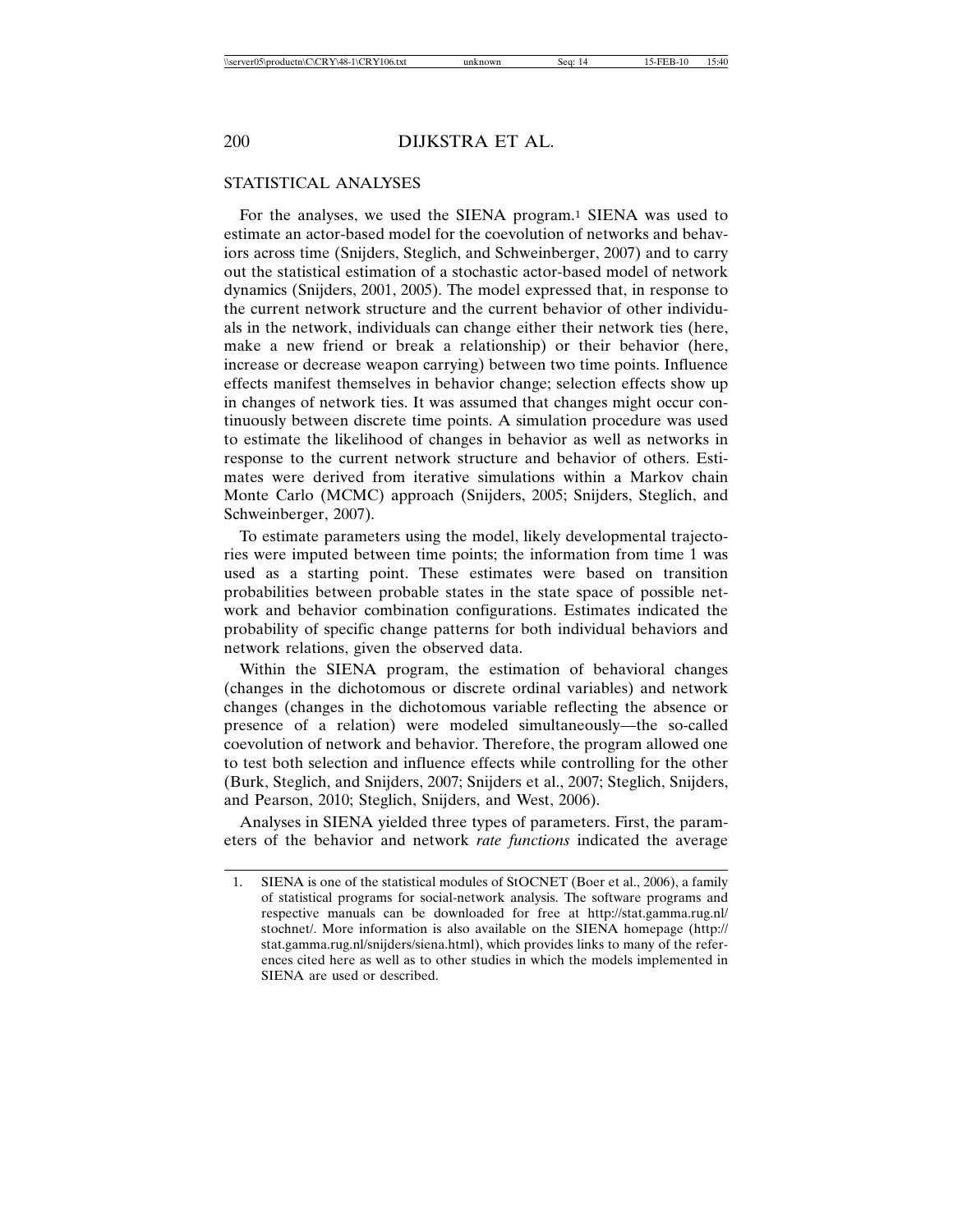## STATISTICAL ANALYSES

For the analyses, we used the SIENA program.[1] SIENA was used to estimate an actor-based model for the coevolution of networks and behaviors across time (Snijders, Steglich, and Schweinberger, 2007) and to carry out the statistical estimation of a stochastic actor-based model of network dynamics (Snijders, 2001, 2005). The model expressed that, in response to the current network structure and the current behavior of other individuals in the network, individuals can change either their network ties (here, make a new friend or break a relationship) or their behavior (here, increase or decrease weapon carrying) between two time points. Influence effects manifest themselves in behavior change; selection effects show up in changes of network ties. It was assumed that changes might occur continuously between discrete time points. A simulation procedure was used to estimate the likelihood of changes in behavior as well as networks in response to the current network structure and behavior of others. Estimates were derived from iterative simulations within a Markov chain Monte Carlo (MCMC) approach (Snijders, 2005; Snijders, Steglich, and Schweinberger, 2007).

To estimate parameters using the model, likely developmental trajectories were imputed between time points; the information from time 1 was used as a starting point. These estimates were based on transition probabilities between probable states in the state space of possible network and behavior combination configurations. Estimates indicated the probability of specific change patterns for both individual behaviors and network relations, given the observed data.

Within the SIENA program, the estimation of behavioral changes (changes in the dichotomous or discrete ordinal variables) and network changes (changes in the dichotomous variable reflecting the absence or presence of a relation) were modeled simultaneously—the so-called coevolution of network and behavior. Therefore, the program allowed one to test both selection and influence effects while controlling for the other (Burk, Steglich, and Snijders, 2007; Snijders et al., 2007; Steglich, Snijders, and Pearson, 2010; Steglich, Snijders, and West, 2006).

Analyses in SIENA yielded three types of parameters. First, the parameters of the behavior and network *rate functions* indicated the average

1. SIENA is one of the statistical modules of StOCNET (Boer et al., 2006), a family of statistical programs for social-network analysis. The software programs and respective manuals can be downloaded for free at http://stat.gamma.rug.nl/stochnet/. More information is also available on the SIENA homepage (http://stat.gamma.rug.nl/snijders/siena.html), which provides links to many of the references cited here as well as to other studies in which the models implemented in SIENA are used or described.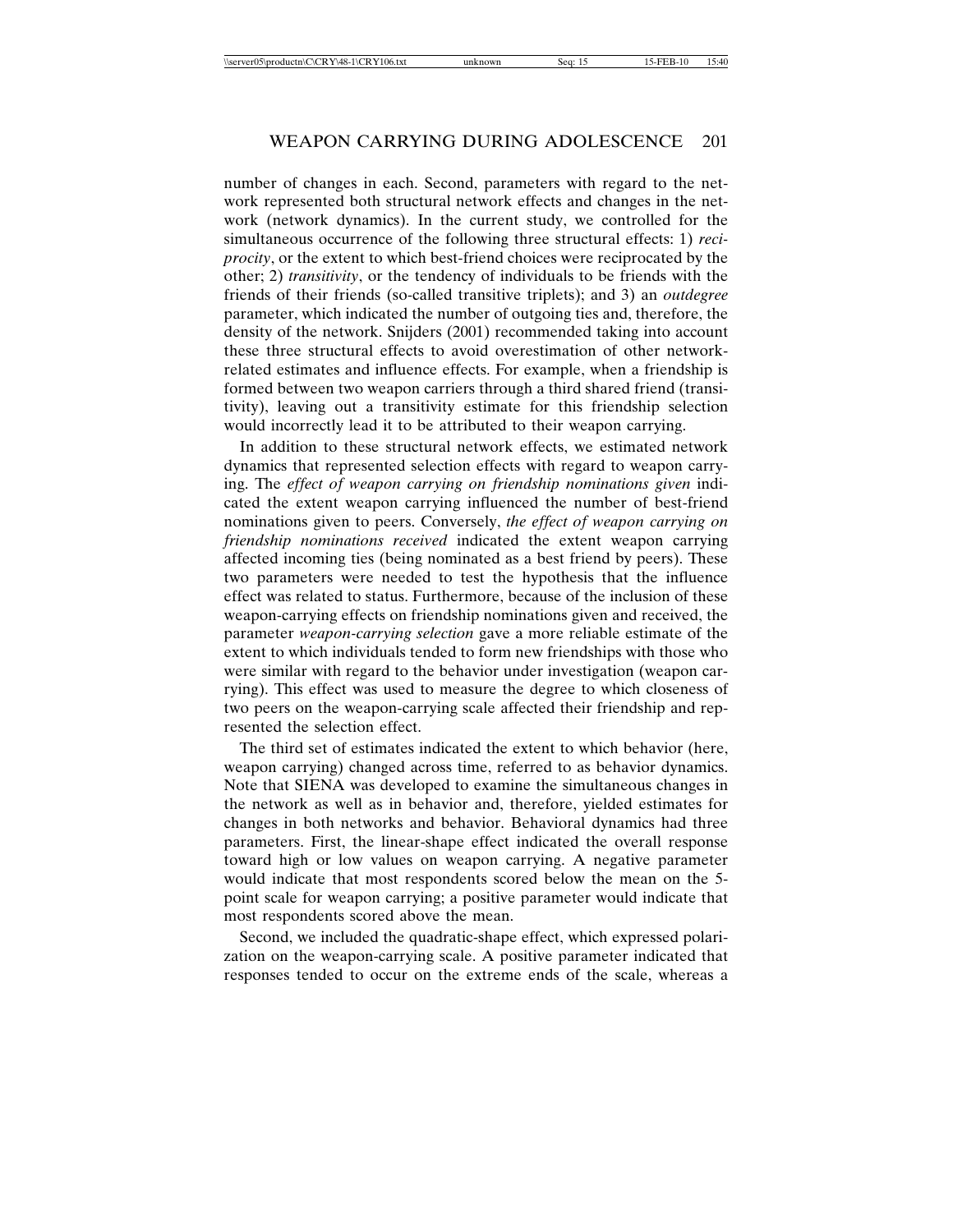number of changes in each. Second, parameters with regard to the network represented both structural network effects and changes in the network (network dynamics). In the current study, we controlled for the simultaneous occurrence of the following three structural effects: 1) *reciprocity*, or the extent to which best-friend choices were reciprocated by the other; 2) *transitivity*, or the tendency of individuals to be friends with the friends of their friends (so-called transitive triplets); and 3) an *outdegree* parameter, which indicated the number of outgoing ties and, therefore, the density of the network. Snijders (2001) recommended taking into account these three structural effects to avoid overestimation of other network-related estimates and influence effects. For example, when a friendship is formed between two weapon carriers through a third shared friend (transitivity), leaving out a transitivity estimate for this friendship selection would incorrectly lead it to be attributed to their weapon carrying.

In addition to these structural network effects, we estimated network dynamics that represented selection effects with regard to weapon carrying. The *effect of weapon carrying on friendship nominations given* indicated the extent weapon carrying influenced the number of best-friend nominations given to peers. Conversely, *the effect of weapon carrying on friendship nominations received* indicated the extent weapon carrying affected incoming ties (being nominated as a best friend by peers). These two parameters were needed to test the hypothesis that the influence effect was related to status. Furthermore, because of the inclusion of these weapon-carrying effects on friendship nominations given and received, the parameter *weapon-carrying selection* gave a more reliable estimate of the extent to which individuals tended to form new friendships with those who were similar with regard to the behavior under investigation (weapon carrying). This effect was used to measure the degree to which closeness of two peers on the weapon-carrying scale affected their friendship and represented the selection effect.

The third set of estimates indicated the extent to which behavior (here, weapon carrying) changed across time, referred to as behavior dynamics. Note that SIENA was developed to examine the simultaneous changes in the network as well as in behavior and, therefore, yielded estimates for changes in both networks and behavior. Behavioral dynamics had three parameters. First, the linear-shape effect indicated the overall response toward high or low values on weapon carrying. A negative parameter would indicate that most respondents scored below the mean on the 5-point scale for weapon carrying; a positive parameter would indicate that most respondents scored above the mean.

Second, we included the quadratic-shape effect, which expressed polarization on the weapon-carrying scale. A positive parameter indicated that responses tended to occur on the extreme ends of the scale, whereas a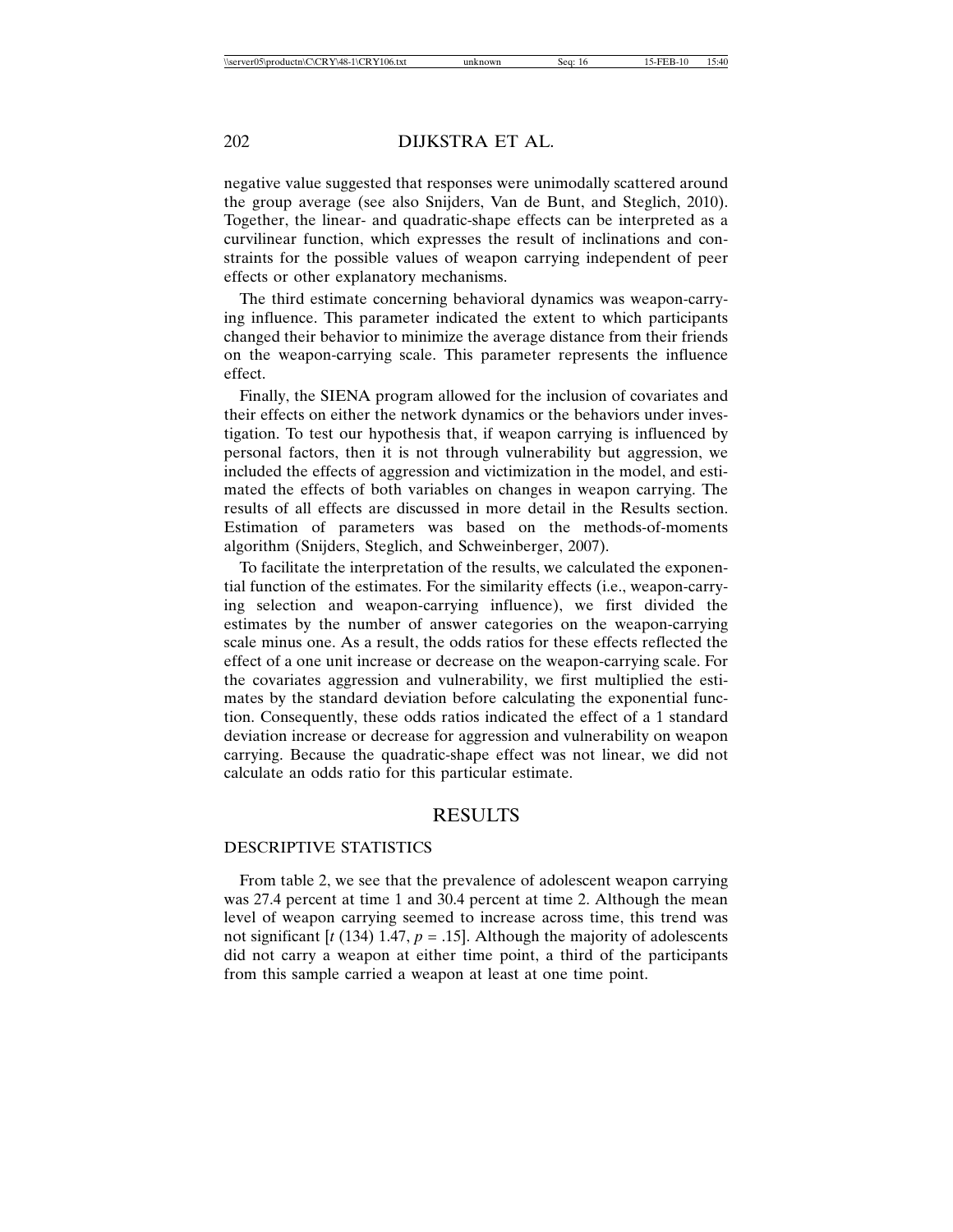negative value suggested that responses were unimodally scattered around the group average (see also Snijders, Van de Bunt, and Steglich, 2010). Together, the linear- and quadratic-shape effects can be interpreted as a curvilinear function, which expresses the result of inclinations and constraints for the possible values of weapon carrying independent of peer effects or other explanatory mechanisms.

The third estimate concerning behavioral dynamics was weapon-carrying influence. This parameter indicated the extent to which participants changed their behavior to minimize the average distance from their friends on the weapon-carrying scale. This parameter represents the influence effect.

Finally, the SIENA program allowed for the inclusion of covariates and their effects on either the network dynamics or the behaviors under investigation. To test our hypothesis that, if weapon carrying is influenced by personal factors, then it is not through vulnerability but aggression, we included the effects of aggression and victimization in the model, and estimated the effects of both variables on changes in weapon carrying. The results of all effects are discussed in more detail in the Results section. Estimation of parameters was based on the methods-of-moments algorithm (Snijders, Steglich, and Schweinberger, 2007).

To facilitate the interpretation of the results, we calculated the exponential function of the estimates. For the similarity effects (i.e., weapon-carrying selection and weapon-carrying influence), we first divided the estimates by the number of answer categories on the weapon-carrying scale minus one. As a result, the odds ratios for these effects reflected the effect of a one unit increase or decrease on the weapon-carrying scale. For the covariates aggression and vulnerability, we first multiplied the estimates by the standard deviation before calculating the exponential function. Consequently, these odds ratios indicated the effect of a 1 standard deviation increase or decrease for aggression and vulnerability on weapon carrying. Because the quadratic-shape effect was not linear, we did not calculate an odds ratio for this particular estimate.

# RESULTS

## DESCRIPTIVE STATISTICS

From table 2, we see that the prevalence of adolescent weapon carrying was 27.4 percent at time 1 and 30.4 percent at time 2. Although the mean level of weapon carrying seemed to increase across time, this trend was not significant [$t$ (134) 1.47, $p = .15$]. Although the majority of adolescents did not carry a weapon at either time point, a third of the participants from this sample carried a weapon at least at one time point.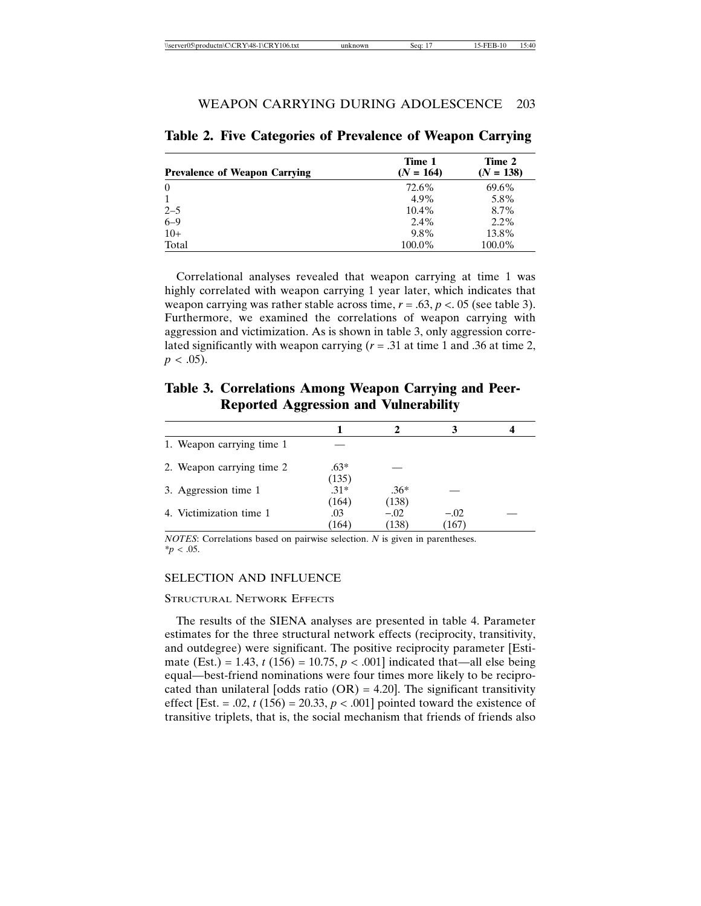**Table 2. Five Categories of Prevalence of Weapon Carrying**

| Prevalence of Weapon Carrying | Time 1 ($N$ = 164) | Time 2 ($N$ = 138) |
|---|---|---|
| 0 | 72.6% | 69.6% |
| 1 | 4.9% | 5.8% |
| 2–5 | 10.4% | 8.7% |
| 6–9 | 2.4% | 2.2% |
| 10+ | 9.8% | 13.8% |
| Total | 100.0% | 100.0% |

Correlational analyses revealed that weapon carrying at time 1 was highly correlated with weapon carrying 1 year later, which indicates that weapon carrying was rather stable across time, $r = .63$, $p < .05$ (see table 3). Furthermore, we examined the correlations of weapon carrying with aggression and victimization. As is shown in table 3, only aggression correlated significantly with weapon carrying ($r = .31$ at time 1 and .36 at time 2, $p < .05$).

**Table 3. Correlations Among Weapon Carrying and Peer-Reported Aggression and Vulnerability**

| | 1 | 2 | 3 | 4 |
|---|---|---|---|---|
| 1. Weapon carrying time 1 | — | | | |
| 2. Weapon carrying time 2 | .63* (135) | — | | |
| 3. Aggression time 1 | .31* (164) | .36* (138) | — | |
| 4. Victimization time 1 | .03 (164) | −.02 (138) | −.02 (167) | — |

*NOTES*: Correlations based on pairwise selection. $N$ is given in parentheses.
*$p < .05$.

## SELECTION AND INFLUENCE

### Structural Network Effects

The results of the SIENA analyses are presented in table 4. Parameter estimates for the three structural network effects (reciprocity, transitivity, and outdegree) were significant. The positive reciprocity parameter [Estimate (Est.) = 1.43, $t$ (156) = 10.75, $p < .001$] indicated that—all else being equal—best-friend nominations were four times more likely to be reciprocated than unilateral [odds ratio (OR) = 4.20]. The significant transitivity effect [Est. = .02, $t$ (156) = 20.33, $p < .001$] pointed toward the existence of transitive triplets, that is, the social mechanism that friends of friends also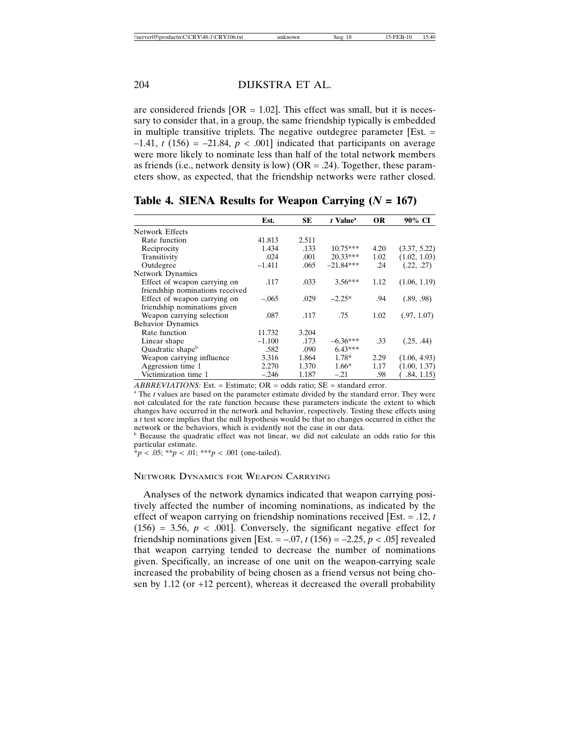are considered friends [OR = 1.02]. This effect was small, but it is necessary to consider that, in a group, the same friendship typically is embedded in multiple transitive triplets. The negative outdegree parameter [Est. = –1.41, $t$ (156) = –21.84, $p < .001$] indicated that participants on average were more likely to nominate less than half of the total network members as friends (i.e., network density is low) (OR = .24). Together, these parameters show, as expected, that the friendship networks were rather closed.

**Table 4. SIENA Results for Weapon Carrying (*N* = 167)**

| | Est. | SE | *t* Value[a] | OR | 90% CI |
|---|---|---|---|---|---|
| Network Effects | | | | | |
| Rate function | 41.813 | 2.511 | | | |
| Reciprocity | 1.434 | .133 | 10.75*** | 4.20 | (3.37, 5.22) |
| Transitivity | .024 | .001 | 20.33*** | 1.02 | (1.02, 1.03) |
| Outdegree | –1.411 | .065 | –21.84*** | .24 | (.22, .27) |
| Network Dynamics | | | | | |
| Effect of weapon carrying on friendship nominations received | .117 | .033 | 3.56*** | 1.12 | (1.06, 1.19) |
| Effect of weapon carrying on friendship nominations given | –.065 | .029 | –2.25* | .94 | (.89, .98) |
| Weapon carrying selection | .087 | .117 | .75 | 1.02 | (.97, 1.07) |
| Behavior Dynamics | | | | | |
| Rate function | 11.732 | 3.204 | | | |
| Linear shape | –1.100 | .173 | –6.36*** | .33 | (.25, .44) |
| Quadratic shape[b] | .582 | .090 | 6.43*** | | |
| Weapon carrying influence | 3.316 | 1.864 | 1.78* | 2.29 | (1.06, 4.93) |
| Aggression time 1 | 2.270 | 1.370 | 1.66* | 1.17 | (1.00, 1.37) |
| Victimization time 1 | –.246 | 1.187 | –.21 | .98 | (.84, 1.15) |

*ABBREVIATIONS:* Est. = Estimate; OR = odds ratio; SE = standard error.

[a] The *t* values are based on the parameter estimate divided by the standard error. They were not calculated for the rate function because these parameters indicate the extent to which changes have occurred in the network and behavior, respectively. Testing these effects using a *t* test score implies that the null hypothesis would be that no changes occurred in either the network or the behaviors, which is evidently not the case in our data.

[b] Because the quadratic effect was not linear, we did not calculate an odds ratio for this particular estimate.

$^{*}p < .05$; $^{**}p < .01$; $^{***}p < .001$ (one-tailed).

### Network Dynamics for Weapon Carrying

Analyses of the network dynamics indicated that weapon carrying positively affected the number of incoming nominations, as indicated by the effect of weapon carrying on friendship nominations received [Est. = .12, $t$ (156) = 3.56, $p < .001$]. Conversely, the significant negative effect for friendship nominations given [Est. = –.07, $t$ (156) = –2.25, $p < .05$] revealed that weapon carrying tended to decrease the number of nominations given. Specifically, an increase of one unit on the weapon-carrying scale increased the probability of being chosen as a friend versus not being chosen by 1.12 (or +12 percent), whereas it decreased the overall probability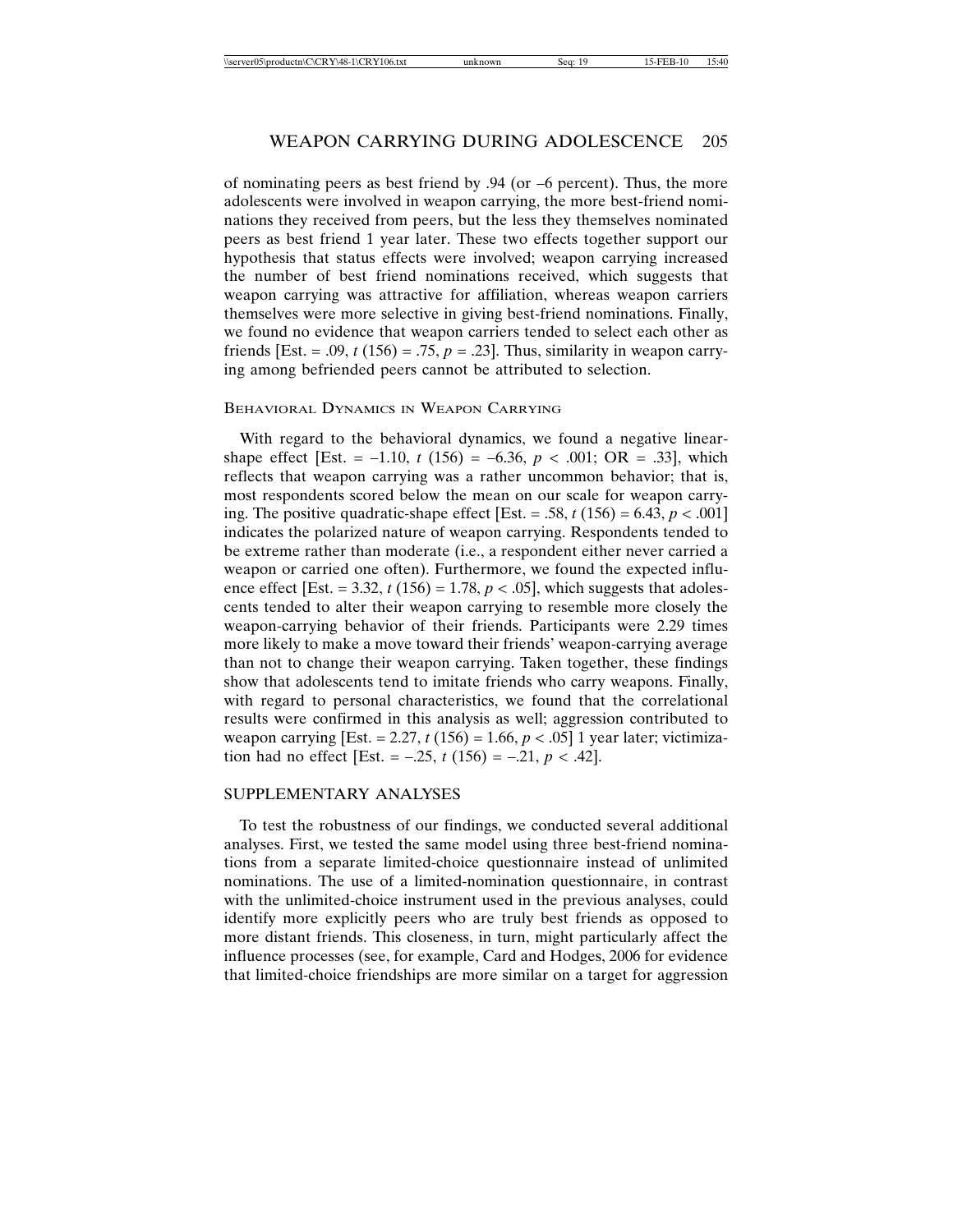of nominating peers as best friend by .94 (or –6 percent). Thus, the more adolescents were involved in weapon carrying, the more best-friend nominations they received from peers, but the less they themselves nominated peers as best friend 1 year later. These two effects together support our hypothesis that status effects were involved; weapon carrying increased the number of best friend nominations received, which suggests that weapon carrying was attractive for affiliation, whereas weapon carriers themselves were more selective in giving best-friend nominations. Finally, we found no evidence that weapon carriers tended to select each other as friends [Est. = .09, $t$ (156) = .75, $p$ = .23]. Thus, similarity in weapon carrying among befriended peers cannot be attributed to selection.

### Behavioral Dynamics in Weapon Carrying

With regard to the behavioral dynamics, we found a negative linear-shape effect [Est. = –1.10, $t$ (156) = –6.36, $p$ < .001; OR = .33], which reflects that weapon carrying was a rather uncommon behavior; that is, most respondents scored below the mean on our scale for weapon carrying. The positive quadratic-shape effect [Est. = .58, $t$ (156) = 6.43, $p$ < .001] indicates the polarized nature of weapon carrying. Respondents tended to be extreme rather than moderate (i.e., a respondent either never carried a weapon or carried one often). Furthermore, we found the expected influence effect [Est. = 3.32, $t$ (156) = 1.78, $p$ < .05], which suggests that adolescents tended to alter their weapon carrying to resemble more closely the weapon-carrying behavior of their friends. Participants were 2.29 times more likely to make a move toward their friends' weapon-carrying average than not to change their weapon carrying. Taken together, these findings show that adolescents tend to imitate friends who carry weapons. Finally, with regard to personal characteristics, we found that the correlational results were confirmed in this analysis as well; aggression contributed to weapon carrying [Est. = 2.27, $t$ (156) = 1.66, $p$ < .05] 1 year later; victimization had no effect [Est. = –.25, $t$ (156) = –.21, $p$ < .42].

## SUPPLEMENTARY ANALYSES

To test the robustness of our findings, we conducted several additional analyses. First, we tested the same model using three best-friend nominations from a separate limited-choice questionnaire instead of unlimited nominations. The use of a limited-nomination questionnaire, in contrast with the unlimited-choice instrument used in the previous analyses, could identify more explicitly peers who are truly best friends as opposed to more distant friends. This closeness, in turn, might particularly affect the influence processes (see, for example, Card and Hodges, 2006 for evidence that limited-choice friendships are more similar on a target for aggression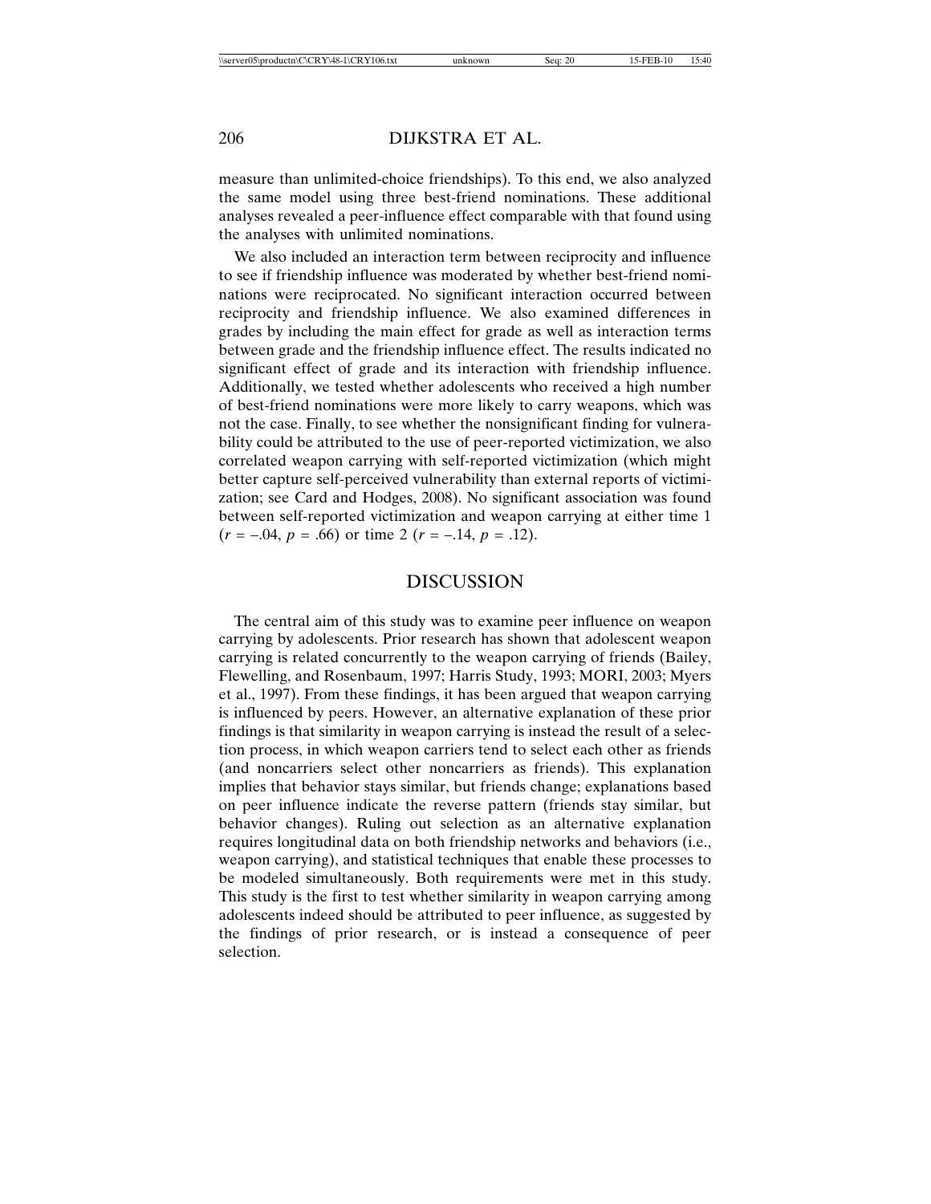measure than unlimited-choice friendships). To this end, we also analyzed the same model using three best-friend nominations. These additional analyses revealed a peer-influence effect comparable with that found using the analyses with unlimited nominations.

We also included an interaction term between reciprocity and influence to see if friendship influence was moderated by whether best-friend nominations were reciprocated. No significant interaction occurred between reciprocity and friendship influence. We also examined differences in grades by including the main effect for grade as well as interaction terms between grade and the friendship influence effect. The results indicated no significant effect of grade and its interaction with friendship influence. Additionally, we tested whether adolescents who received a high number of best-friend nominations were more likely to carry weapons, which was not the case. Finally, to see whether the nonsignificant finding for vulnerability could be attributed to the use of peer-reported victimization, we also correlated weapon carrying with self-reported victimization (which might better capture self-perceived vulnerability than external reports of victimization; see Card and Hodges, 2008). No significant association was found between self-reported victimization and weapon carrying at either time 1 ($r = -.04$, $p = .66$) or time 2 ($r = -.14$, $p = .12$).

## DISCUSSION

The central aim of this study was to examine peer influence on weapon carrying by adolescents. Prior research has shown that adolescent weapon carrying is related concurrently to the weapon carrying of friends (Bailey, Flewelling, and Rosenbaum, 1997; Harris Study, 1993; MORI, 2003; Myers et al., 1997). From these findings, it has been argued that weapon carrying is influenced by peers. However, an alternative explanation of these prior findings is that similarity in weapon carrying is instead the result of a selection process, in which weapon carriers tend to select each other as friends (and noncarriers select other noncarriers as friends). This explanation implies that behavior stays similar, but friends change; explanations based on peer influence indicate the reverse pattern (friends stay similar, but behavior changes). Ruling out selection as an alternative explanation requires longitudinal data on both friendship networks and behaviors (i.e., weapon carrying), and statistical techniques that enable these processes to be modeled simultaneously. Both requirements were met in this study. This study is the first to test whether similarity in weapon carrying among adolescents indeed should be attributed to peer influence, as suggested by the findings of prior research, or is instead a consequence of peer selection.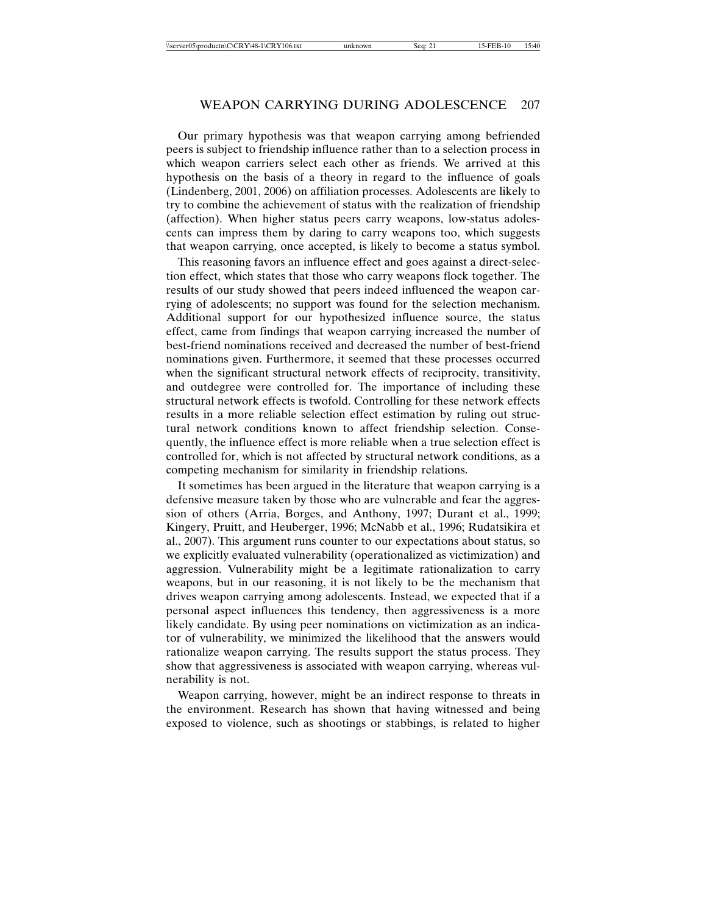Our primary hypothesis was that weapon carrying among befriended peers is subject to friendship influence rather than to a selection process in which weapon carriers select each other as friends. We arrived at this hypothesis on the basis of a theory in regard to the influence of goals (Lindenberg, 2001, 2006) on affiliation processes. Adolescents are likely to try to combine the achievement of status with the realization of friendship (affection). When higher status peers carry weapons, low-status adolescents can impress them by daring to carry weapons too, which suggests that weapon carrying, once accepted, is likely to become a status symbol.

This reasoning favors an influence effect and goes against a direct-selection effect, which states that those who carry weapons flock together. The results of our study showed that peers indeed influenced the weapon carrying of adolescents; no support was found for the selection mechanism. Additional support for our hypothesized influence source, the status effect, came from findings that weapon carrying increased the number of best-friend nominations received and decreased the number of best-friend nominations given. Furthermore, it seemed that these processes occurred when the significant structural network effects of reciprocity, transitivity, and outdegree were controlled for. The importance of including these structural network effects is twofold. Controlling for these network effects results in a more reliable selection effect estimation by ruling out structural network conditions known to affect friendship selection. Consequently, the influence effect is more reliable when a true selection effect is controlled for, which is not affected by structural network conditions, as a competing mechanism for similarity in friendship relations.

It sometimes has been argued in the literature that weapon carrying is a defensive measure taken by those who are vulnerable and fear the aggression of others (Arria, Borges, and Anthony, 1997; Durant et al., 1999; Kingery, Pruitt, and Heuberger, 1996; McNabb et al., 1996; Rudatsikira et al., 2007). This argument runs counter to our expectations about status, so we explicitly evaluated vulnerability (operationalized as victimization) and aggression. Vulnerability might be a legitimate rationalization to carry weapons, but in our reasoning, it is not likely to be the mechanism that drives weapon carrying among adolescents. Instead, we expected that if a personal aspect influences this tendency, then aggressiveness is a more likely candidate. By using peer nominations on victimization as an indicator of vulnerability, we minimized the likelihood that the answers would rationalize weapon carrying. The results support the status process. They show that aggressiveness is associated with weapon carrying, whereas vulnerability is not.

Weapon carrying, however, might be an indirect response to threats in the environment. Research has shown that having witnessed and being exposed to violence, such as shootings or stabbings, is related to higher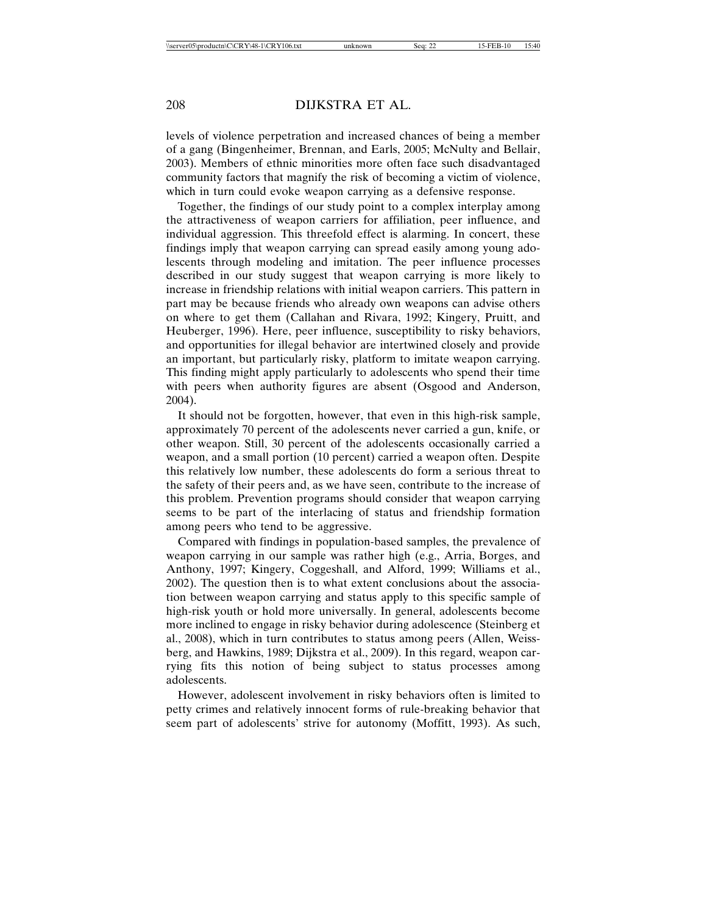levels of violence perpetration and increased chances of being a member of a gang (Bingenheimer, Brennan, and Earls, 2005; McNulty and Bellair, 2003). Members of ethnic minorities more often face such disadvantaged community factors that magnify the risk of becoming a victim of violence, which in turn could evoke weapon carrying as a defensive response.

Together, the findings of our study point to a complex interplay among the attractiveness of weapon carriers for affiliation, peer influence, and individual aggression. This threefold effect is alarming. In concert, these findings imply that weapon carrying can spread easily among young adolescents through modeling and imitation. The peer influence processes described in our study suggest that weapon carrying is more likely to increase in friendship relations with initial weapon carriers. This pattern in part may be because friends who already own weapons can advise others on where to get them (Callahan and Rivara, 1992; Kingery, Pruitt, and Heuberger, 1996). Here, peer influence, susceptibility to risky behaviors, and opportunities for illegal behavior are intertwined closely and provide an important, but particularly risky, platform to imitate weapon carrying. This finding might apply particularly to adolescents who spend their time with peers when authority figures are absent (Osgood and Anderson, 2004).

It should not be forgotten, however, that even in this high-risk sample, approximately 70 percent of the adolescents never carried a gun, knife, or other weapon. Still, 30 percent of the adolescents occasionally carried a weapon, and a small portion (10 percent) carried a weapon often. Despite this relatively low number, these adolescents do form a serious threat to the safety of their peers and, as we have seen, contribute to the increase of this problem. Prevention programs should consider that weapon carrying seems to be part of the interlacing of status and friendship formation among peers who tend to be aggressive.

Compared with findings in population-based samples, the prevalence of weapon carrying in our sample was rather high (e.g., Arria, Borges, and Anthony, 1997; Kingery, Coggeshall, and Alford, 1999; Williams et al., 2002). The question then is to what extent conclusions about the association between weapon carrying and status apply to this specific sample of high-risk youth or hold more universally. In general, adolescents become more inclined to engage in risky behavior during adolescence (Steinberg et al., 2008), which in turn contributes to status among peers (Allen, Weissberg, and Hawkins, 1989; Dijkstra et al., 2009). In this regard, weapon carrying fits this notion of being subject to status processes among adolescents.

However, adolescent involvement in risky behaviors often is limited to petty crimes and relatively innocent forms of rule-breaking behavior that seem part of adolescents' strive for autonomy (Moffitt, 1993). As such,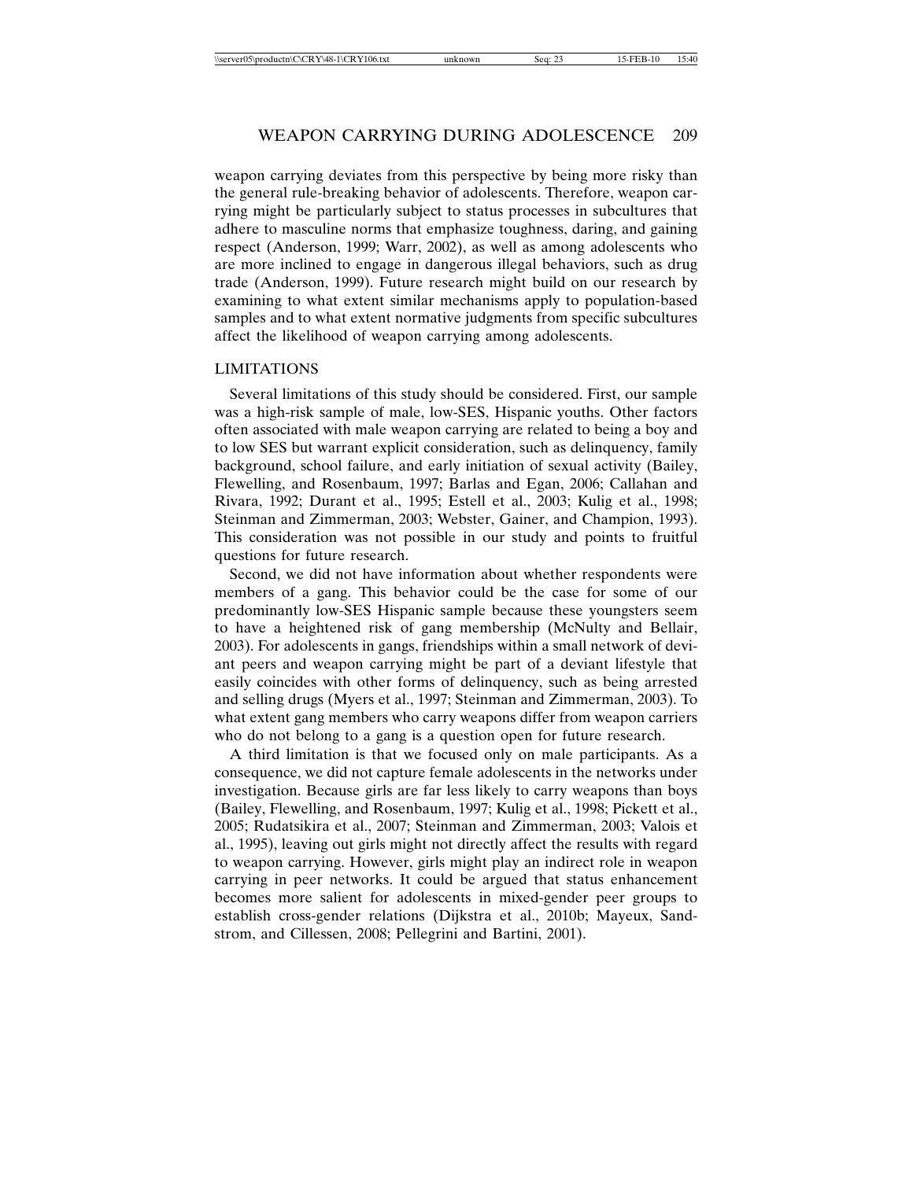weapon carrying deviates from this perspective by being more risky than the general rule-breaking behavior of adolescents. Therefore, weapon carrying might be particularly subject to status processes in subcultures that adhere to masculine norms that emphasize toughness, daring, and gaining respect (Anderson, 1999; Warr, 2002), as well as among adolescents who are more inclined to engage in dangerous illegal behaviors, such as drug trade (Anderson, 1999). Future research might build on our research by examining to what extent similar mechanisms apply to population-based samples and to what extent normative judgments from specific subcultures affect the likelihood of weapon carrying among adolescents.

## LIMITATIONS

Several limitations of this study should be considered. First, our sample was a high-risk sample of male, low-SES, Hispanic youths. Other factors often associated with male weapon carrying are related to being a boy and to low SES but warrant explicit consideration, such as delinquency, family background, school failure, and early initiation of sexual activity (Bailey, Flewelling, and Rosenbaum, 1997; Barlas and Egan, 2006; Callahan and Rivara, 1992; Durant et al., 1995; Estell et al., 2003; Kulig et al., 1998; Steinman and Zimmerman, 2003; Webster, Gainer, and Champion, 1993). This consideration was not possible in our study and points to fruitful questions for future research.

Second, we did not have information about whether respondents were members of a gang. This behavior could be the case for some of our predominantly low-SES Hispanic sample because these youngsters seem to have a heightened risk of gang membership (McNulty and Bellair, 2003). For adolescents in gangs, friendships within a small network of deviant peers and weapon carrying might be part of a deviant lifestyle that easily coincides with other forms of delinquency, such as being arrested and selling drugs (Myers et al., 1997; Steinman and Zimmerman, 2003). To what extent gang members who carry weapons differ from weapon carriers who do not belong to a gang is a question open for future research.

A third limitation is that we focused only on male participants. As a consequence, we did not capture female adolescents in the networks under investigation. Because girls are far less likely to carry weapons than boys (Bailey, Flewelling, and Rosenbaum, 1997; Kulig et al., 1998; Pickett et al., 2005; Rudatsikira et al., 2007; Steinman and Zimmerman, 2003; Valois et al., 1995), leaving out girls might not directly affect the results with regard to weapon carrying. However, girls might play an indirect role in weapon carrying in peer networks. It could be argued that status enhancement becomes more salient for adolescents in mixed-gender peer groups to establish cross-gender relations (Dijkstra et al., 2010b; Mayeux, Sandstrom, and Cillessen, 2008; Pellegrini and Bartini, 2001).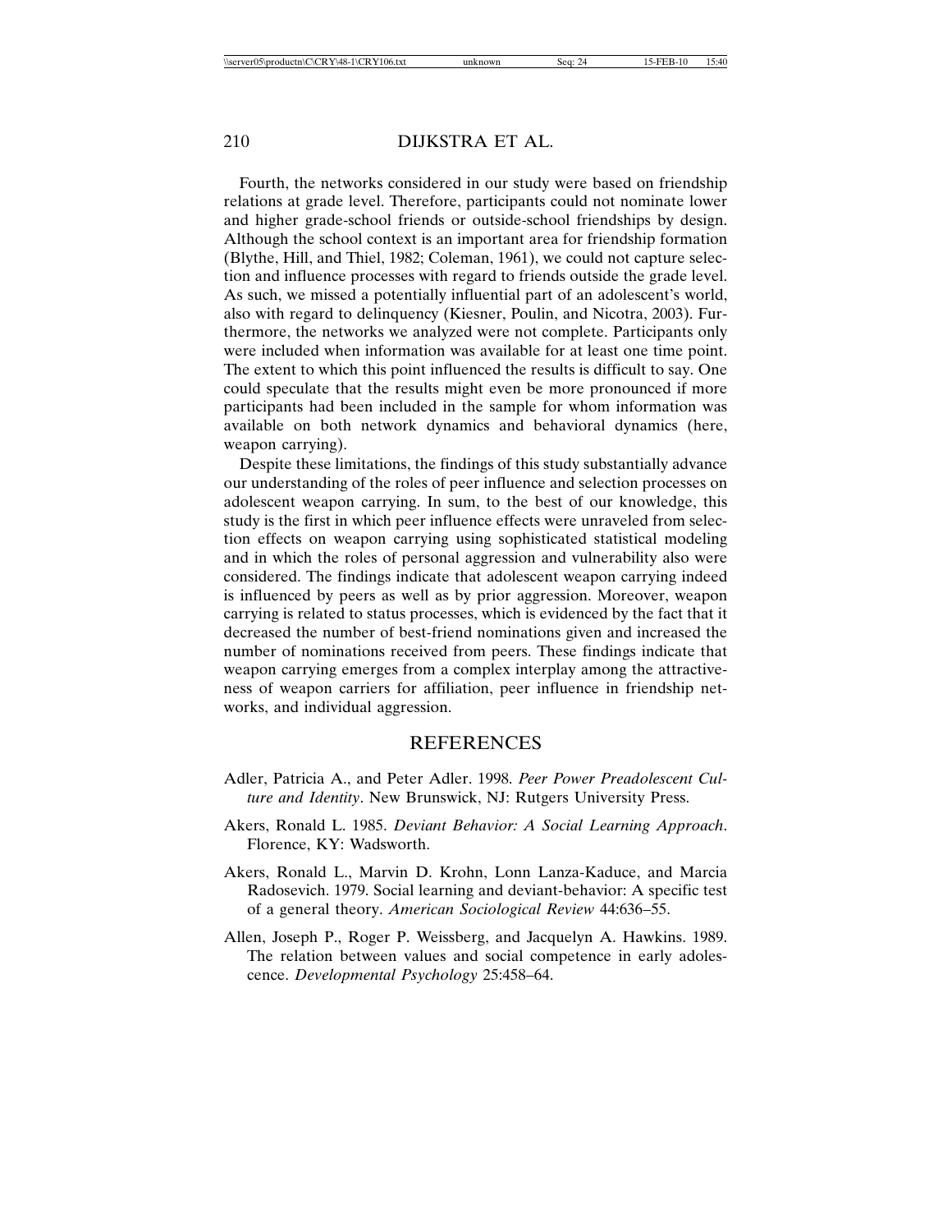Fourth, the networks considered in our study were based on friendship relations at grade level. Therefore, participants could not nominate lower and higher grade-school friends or outside-school friendships by design. Although the school context is an important area for friendship formation (Blythe, Hill, and Thiel, 1982; Coleman, 1961), we could not capture selection and influence processes with regard to friends outside the grade level. As such, we missed a potentially influential part of an adolescent's world, also with regard to delinquency (Kiesner, Poulin, and Nicotra, 2003). Furthermore, the networks we analyzed were not complete. Participants only were included when information was available for at least one time point. The extent to which this point influenced the results is difficult to say. One could speculate that the results might even be more pronounced if more participants had been included in the sample for whom information was available on both network dynamics and behavioral dynamics (here, weapon carrying).

Despite these limitations, the findings of this study substantially advance our understanding of the roles of peer influence and selection processes on adolescent weapon carrying. In sum, to the best of our knowledge, this study is the first in which peer influence effects were unraveled from selection effects on weapon carrying using sophisticated statistical modeling and in which the roles of personal aggression and vulnerability also were considered. The findings indicate that adolescent weapon carrying indeed is influenced by peers as well as by prior aggression. Moreover, weapon carrying is related to status processes, which is evidenced by the fact that it decreased the number of best-friend nominations given and increased the number of nominations received from peers. These findings indicate that weapon carrying emerges from a complex interplay among the attractiveness of weapon carriers for affiliation, peer influence in friendship networks, and individual aggression.

## REFERENCES

Adler, Patricia A., and Peter Adler. 1998. *Peer Power Preadolescent Culture and Identity*. New Brunswick, NJ: Rutgers University Press.

Akers, Ronald L. 1985. *Deviant Behavior: A Social Learning Approach*. Florence, KY: Wadsworth.

Akers, Ronald L., Marvin D. Krohn, Lonn Lanza-Kaduce, and Marcia Radosevich. 1979. Social learning and deviant-behavior: A specific test of a general theory. *American Sociological Review* 44:636–55.

Allen, Joseph P., Roger P. Weissberg, and Jacquelyn A. Hawkins. 1989. The relation between values and social competence in early adolescence. *Developmental Psychology* 25:458–64.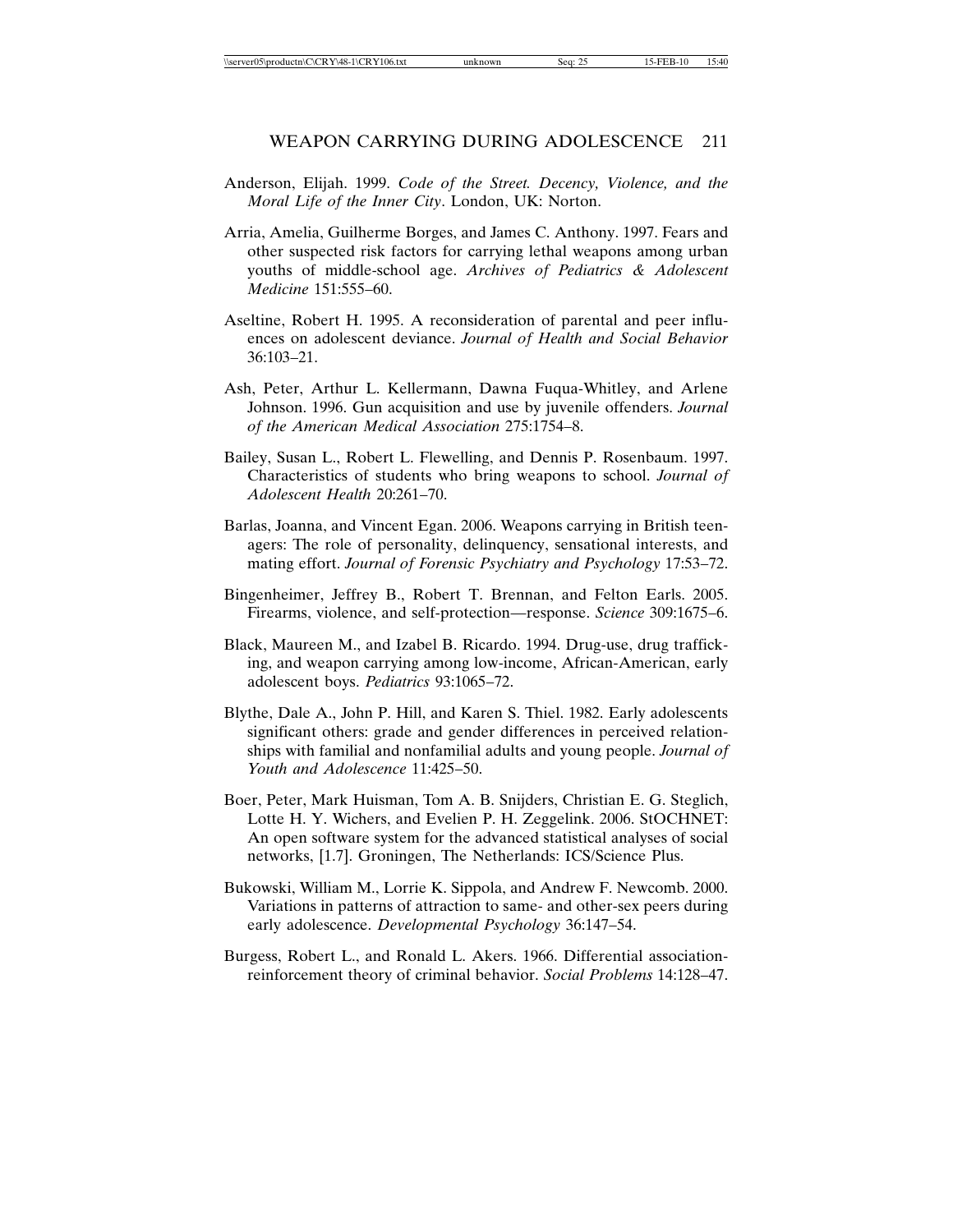Anderson, Elijah. 1999. *Code of the Street. Decency, Violence, and the Moral Life of the Inner City*. London, UK: Norton.

Arria, Amelia, Guilherme Borges, and James C. Anthony. 1997. Fears and other suspected risk factors for carrying lethal weapons among urban youths of middle-school age. *Archives of Pediatrics & Adolescent Medicine* 151:555–60.

Aseltine, Robert H. 1995. A reconsideration of parental and peer influences on adolescent deviance. *Journal of Health and Social Behavior* 36:103–21.

Ash, Peter, Arthur L. Kellermann, Dawna Fuqua-Whitley, and Arlene Johnson. 1996. Gun acquisition and use by juvenile offenders. *Journal of the American Medical Association* 275:1754–8.

Bailey, Susan L., Robert L. Flewelling, and Dennis P. Rosenbaum. 1997. Characteristics of students who bring weapons to school. *Journal of Adolescent Health* 20:261–70.

Barlas, Joanna, and Vincent Egan. 2006. Weapons carrying in British teenagers: The role of personality, delinquency, sensational interests, and mating effort. *Journal of Forensic Psychiatry and Psychology* 17:53–72.

Bingenheimer, Jeffrey B., Robert T. Brennan, and Felton Earls. 2005. Firearms, violence, and self-protection—response. *Science* 309:1675–6.

Black, Maureen M., and Izabel B. Ricardo. 1994. Drug-use, drug trafficking, and weapon carrying among low-income, African-American, early adolescent boys. *Pediatrics* 93:1065–72.

Blythe, Dale A., John P. Hill, and Karen S. Thiel. 1982. Early adolescents significant others: grade and gender differences in perceived relationships with familial and nonfamilial adults and young people. *Journal of Youth and Adolescence* 11:425–50.

Boer, Peter, Mark Huisman, Tom A. B. Snijders, Christian E. G. Steglich, Lotte H. Y. Wichers, and Evelien P. H. Zeggelink. 2006. StOCHNET: An open software system for the advanced statistical analyses of social networks, [1.7]. Groningen, The Netherlands: ICS/Science Plus.

Bukowski, William M., Lorrie K. Sippola, and Andrew F. Newcomb. 2000. Variations in patterns of attraction to same- and other-sex peers during early adolescence. *Developmental Psychology* 36:147–54.

Burgess, Robert L., and Ronald L. Akers. 1966. Differential association-reinforcement theory of criminal behavior. *Social Problems* 14:128–47.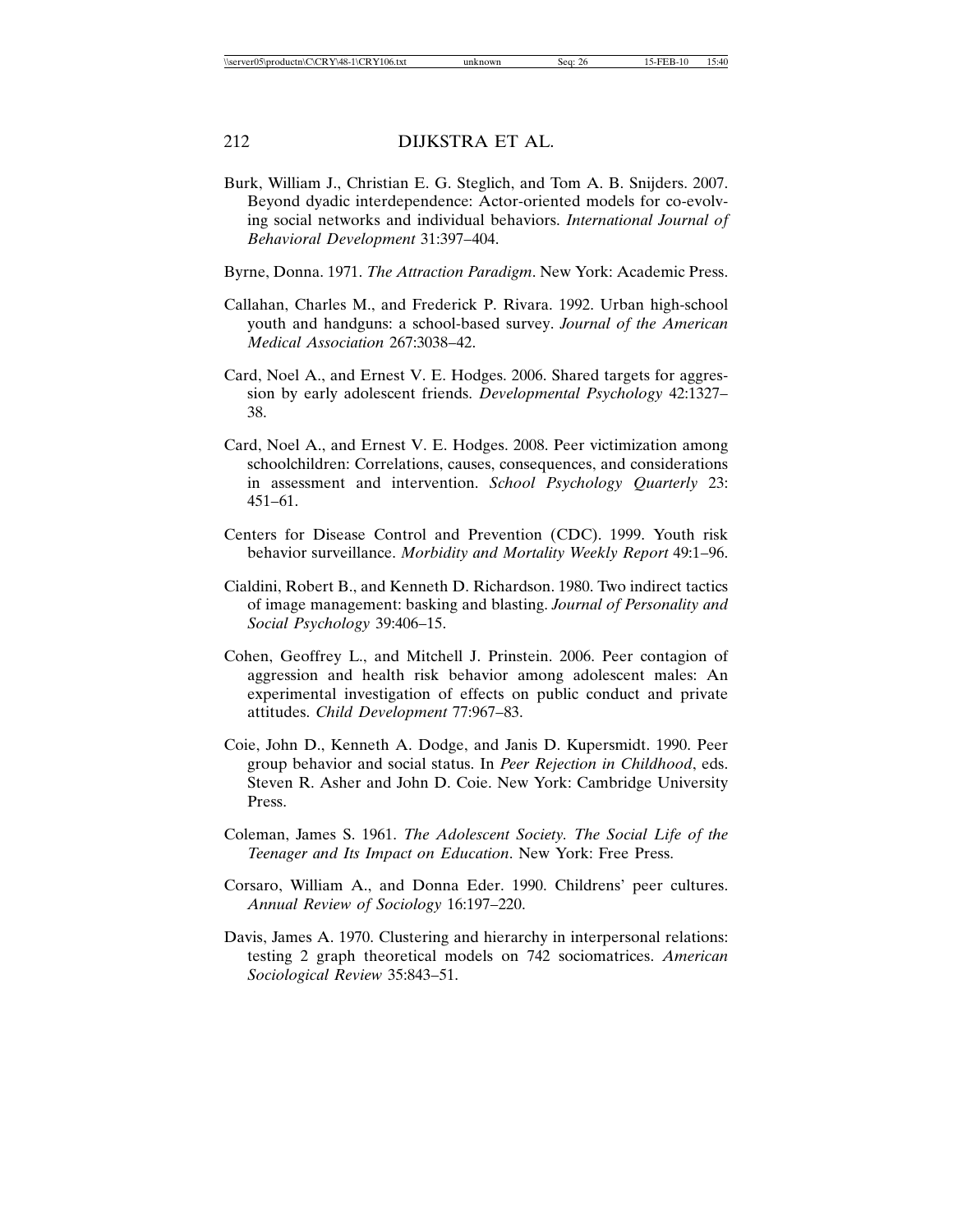Burk, William J., Christian E. G. Steglich, and Tom A. B. Snijders. 2007. Beyond dyadic interdependence: Actor-oriented models for co-evolving social networks and individual behaviors. *International Journal of Behavioral Development* 31:397–404.

Byrne, Donna. 1971. *The Attraction Paradigm*. New York: Academic Press.

Callahan, Charles M., and Frederick P. Rivara. 1992. Urban high-school youth and handguns: a school-based survey. *Journal of the American Medical Association* 267:3038–42.

Card, Noel A., and Ernest V. E. Hodges. 2006. Shared targets for aggression by early adolescent friends. *Developmental Psychology* 42:1327–38.

Card, Noel A., and Ernest V. E. Hodges. 2008. Peer victimization among schoolchildren: Correlations, causes, consequences, and considerations in assessment and intervention. *School Psychology Quarterly* 23: 451–61.

Centers for Disease Control and Prevention (CDC). 1999. Youth risk behavior surveillance. *Morbidity and Mortality Weekly Report* 49:1–96.

Cialdini, Robert B., and Kenneth D. Richardson. 1980. Two indirect tactics of image management: basking and blasting. *Journal of Personality and Social Psychology* 39:406–15.

Cohen, Geoffrey L., and Mitchell J. Prinstein. 2006. Peer contagion of aggression and health risk behavior among adolescent males: An experimental investigation of effects on public conduct and private attitudes. *Child Development* 77:967–83.

Coie, John D., Kenneth A. Dodge, and Janis D. Kupersmidt. 1990. Peer group behavior and social status. In *Peer Rejection in Childhood*, eds. Steven R. Asher and John D. Coie. New York: Cambridge University Press.

Coleman, James S. 1961. *The Adolescent Society. The Social Life of the Teenager and Its Impact on Education*. New York: Free Press.

Corsaro, William A., and Donna Eder. 1990. Childrens' peer cultures. *Annual Review of Sociology* 16:197–220.

Davis, James A. 1970. Clustering and hierarchy in interpersonal relations: testing 2 graph theoretical models on 742 sociomatrices. *American Sociological Review* 35:843–51.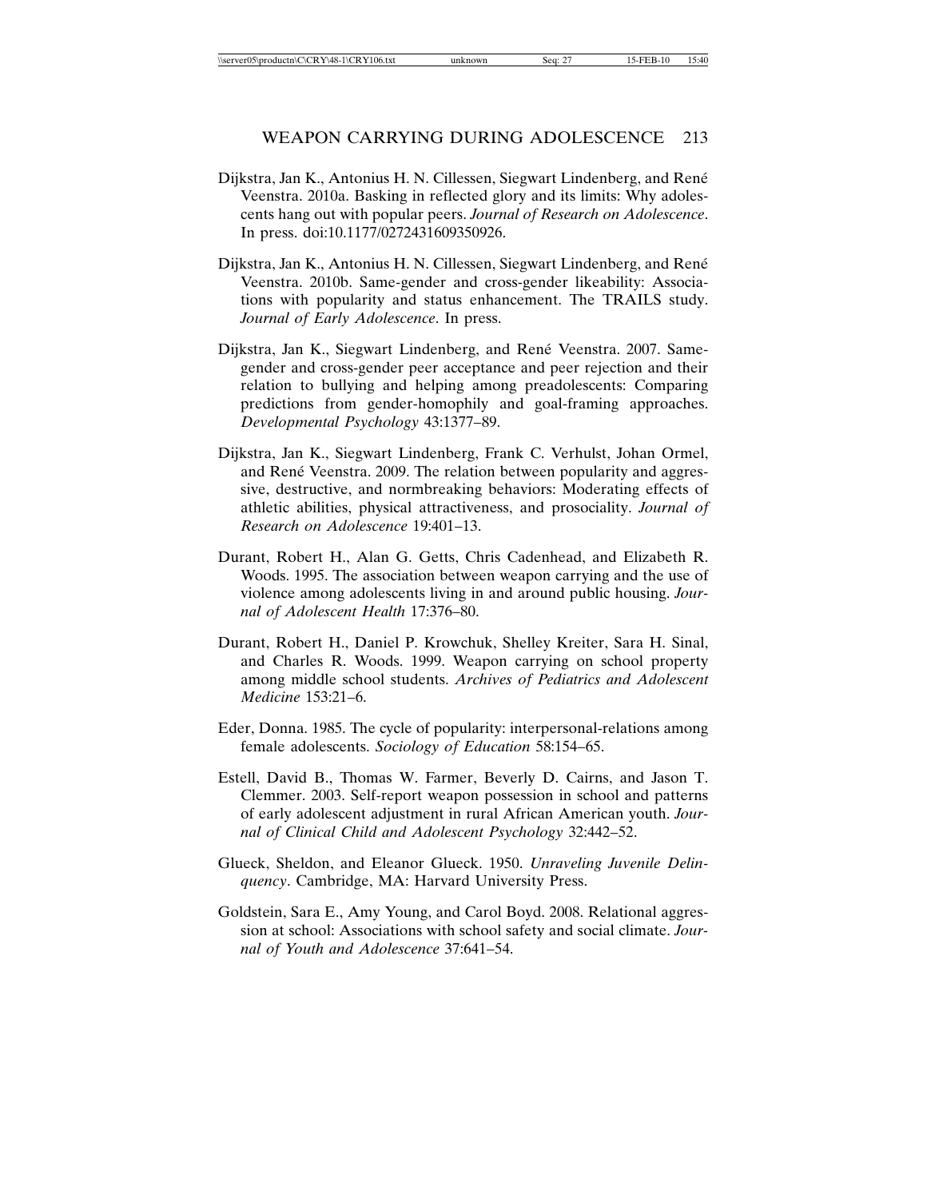Dijkstra, Jan K., Antonius H. N. Cillessen, Siegwart Lindenberg, and René Veenstra. 2010a. Basking in reflected glory and its limits: Why adolescents hang out with popular peers. *Journal of Research on Adolescence*. In press. doi:10.1177/0272431609350926.

Dijkstra, Jan K., Antonius H. N. Cillessen, Siegwart Lindenberg, and René Veenstra. 2010b. Same-gender and cross-gender likeability: Associations with popularity and status enhancement. The TRAILS study. *Journal of Early Adolescence*. In press.

Dijkstra, Jan K., Siegwart Lindenberg, and René Veenstra. 2007. Same-gender and cross-gender peer acceptance and peer rejection and their relation to bullying and helping among preadolescents: Comparing predictions from gender-homophily and goal-framing approaches. *Developmental Psychology* 43:1377–89.

Dijkstra, Jan K., Siegwart Lindenberg, Frank C. Verhulst, Johan Ormel, and René Veenstra. 2009. The relation between popularity and aggressive, destructive, and normbreaking behaviors: Moderating effects of athletic abilities, physical attractiveness, and prosociality. *Journal of Research on Adolescence* 19:401–13.

Durant, Robert H., Alan G. Getts, Chris Cadenhead, and Elizabeth R. Woods. 1995. The association between weapon carrying and the use of violence among adolescents living in and around public housing. *Journal of Adolescent Health* 17:376–80.

Durant, Robert H., Daniel P. Krowchuk, Shelley Kreiter, Sara H. Sinal, and Charles R. Woods. 1999. Weapon carrying on school property among middle school students. *Archives of Pediatrics and Adolescent Medicine* 153:21–6.

Eder, Donna. 1985. The cycle of popularity: interpersonal-relations among female adolescents. *Sociology of Education* 58:154–65.

Estell, David B., Thomas W. Farmer, Beverly D. Cairns, and Jason T. Clemmer. 2003. Self-report weapon possession in school and patterns of early adolescent adjustment in rural African American youth. *Journal of Clinical Child and Adolescent Psychology* 32:442–52.

Glueck, Sheldon, and Eleanor Glueck. 1950. *Unraveling Juvenile Delinquency*. Cambridge, MA: Harvard University Press.

Goldstein, Sara E., Amy Young, and Carol Boyd. 2008. Relational aggression at school: Associations with school safety and social climate. *Journal of Youth and Adolescence* 37:641–54.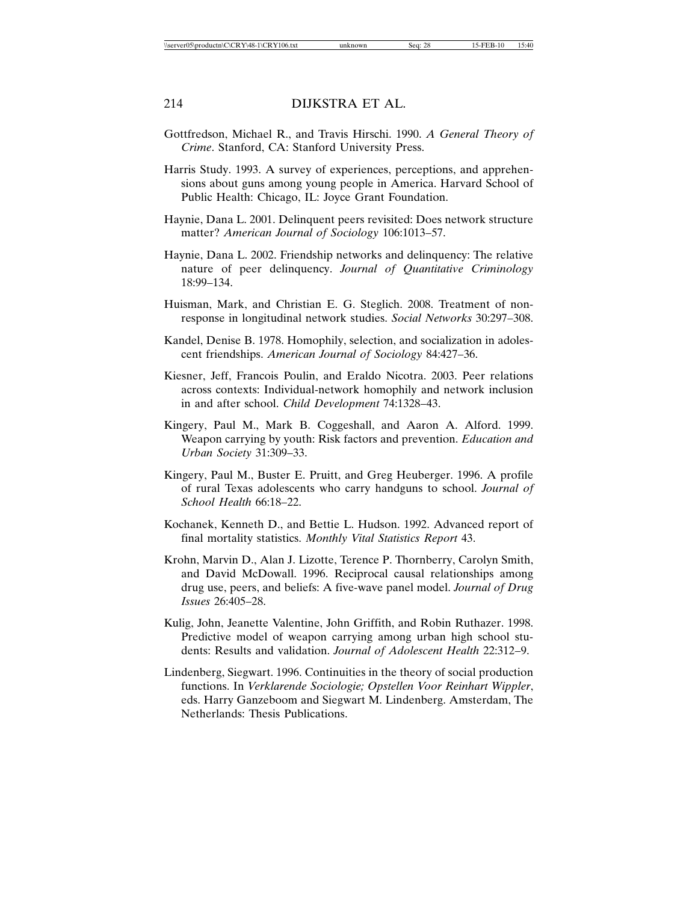Gottfredson, Michael R., and Travis Hirschi. 1990. *A General Theory of Crime*. Stanford, CA: Stanford University Press.

Harris Study. 1993. A survey of experiences, perceptions, and apprehensions about guns among young people in America. Harvard School of Public Health: Chicago, IL: Joyce Grant Foundation.

Haynie, Dana L. 2001. Delinquent peers revisited: Does network structure matter? *American Journal of Sociology* 106:1013–57.

Haynie, Dana L. 2002. Friendship networks and delinquency: The relative nature of peer delinquency. *Journal of Quantitative Criminology* 18:99–134.

Huisman, Mark, and Christian E. G. Steglich. 2008. Treatment of non-response in longitudinal network studies. *Social Networks* 30:297–308.

Kandel, Denise B. 1978. Homophily, selection, and socialization in adolescent friendships. *American Journal of Sociology* 84:427–36.

Kiesner, Jeff, Francois Poulin, and Eraldo Nicotra. 2003. Peer relations across contexts: Individual-network homophily and network inclusion in and after school. *Child Development* 74:1328–43.

Kingery, Paul M., Mark B. Coggeshall, and Aaron A. Alford. 1999. Weapon carrying by youth: Risk factors and prevention. *Education and Urban Society* 31:309–33.

Kingery, Paul M., Buster E. Pruitt, and Greg Heuberger. 1996. A profile of rural Texas adolescents who carry handguns to school. *Journal of School Health* 66:18–22.

Kochanek, Kenneth D., and Bettie L. Hudson. 1992. Advanced report of final mortality statistics. *Monthly Vital Statistics Report* 43.

Krohn, Marvin D., Alan J. Lizotte, Terence P. Thornberry, Carolyn Smith, and David McDowall. 1996. Reciprocal causal relationships among drug use, peers, and beliefs: A five-wave panel model. *Journal of Drug Issues* 26:405–28.

Kulig, John, Jeanette Valentine, John Griffith, and Robin Ruthazer. 1998. Predictive model of weapon carrying among urban high school students: Results and validation. *Journal of Adolescent Health* 22:312–9.

Lindenberg, Siegwart. 1996. Continuities in the theory of social production functions. In *Verklarende Sociologie; Opstellen Voor Reinhart Wippler*, eds. Harry Ganzeboom and Siegwart M. Lindenberg. Amsterdam, The Netherlands: Thesis Publications.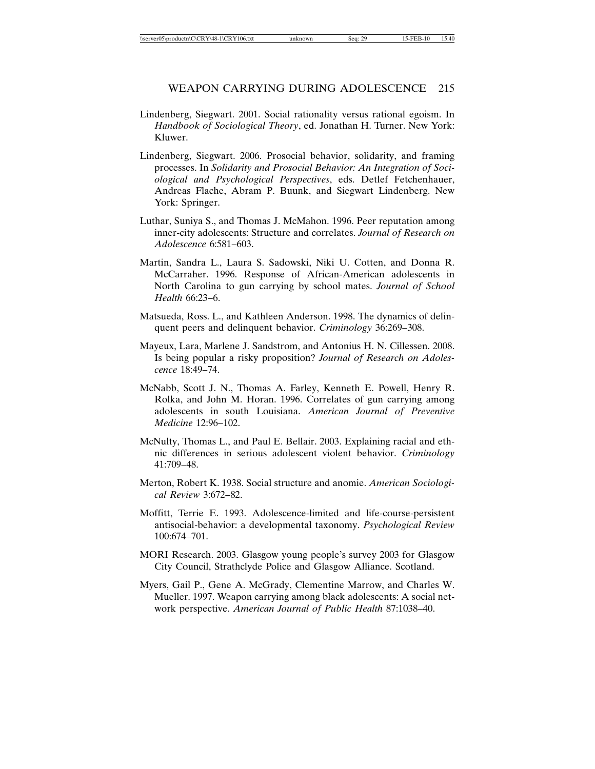Lindenberg, Siegwart. 2001. Social rationality versus rational egoism. In *Handbook of Sociological Theory*, ed. Jonathan H. Turner. New York: Kluwer.

Lindenberg, Siegwart. 2006. Prosocial behavior, solidarity, and framing processes. In *Solidarity and Prosocial Behavior: An Integration of Sociological and Psychological Perspectives*, eds. Detlef Fetchenhauer, Andreas Flache, Abram P. Buunk, and Siegwart Lindenberg. New York: Springer.

Luthar, Suniya S., and Thomas J. McMahon. 1996. Peer reputation among inner-city adolescents: Structure and correlates. *Journal of Research on Adolescence* 6:581–603.

Martin, Sandra L., Laura S. Sadowski, Niki U. Cotten, and Donna R. McCarraher. 1996. Response of African-American adolescents in North Carolina to gun carrying by school mates. *Journal of School Health* 66:23–6.

Matsueda, Ross. L., and Kathleen Anderson. 1998. The dynamics of delinquent peers and delinquent behavior. *Criminology* 36:269–308.

Mayeux, Lara, Marlene J. Sandstrom, and Antonius H. N. Cillessen. 2008. Is being popular a risky proposition? *Journal of Research on Adolescence* 18:49–74.

McNabb, Scott J. N., Thomas A. Farley, Kenneth E. Powell, Henry R. Rolka, and John M. Horan. 1996. Correlates of gun carrying among adolescents in south Louisiana. *American Journal of Preventive Medicine* 12:96–102.

McNulty, Thomas L., and Paul E. Bellair. 2003. Explaining racial and ethnic differences in serious adolescent violent behavior. *Criminology* 41:709–48.

Merton, Robert K. 1938. Social structure and anomie. *American Sociological Review* 3:672–82.

Moffitt, Terrie E. 1993. Adolescence-limited and life-course-persistent antisocial-behavior: a developmental taxonomy. *Psychological Review* 100:674–701.

MORI Research. 2003. Glasgow young people's survey 2003 for Glasgow City Council, Strathclyde Police and Glasgow Alliance. Scotland.

Myers, Gail P., Gene A. McGrady, Clementine Marrow, and Charles W. Mueller. 1997. Weapon carrying among black adolescents: A social network perspective. *American Journal of Public Health* 87:1038–40.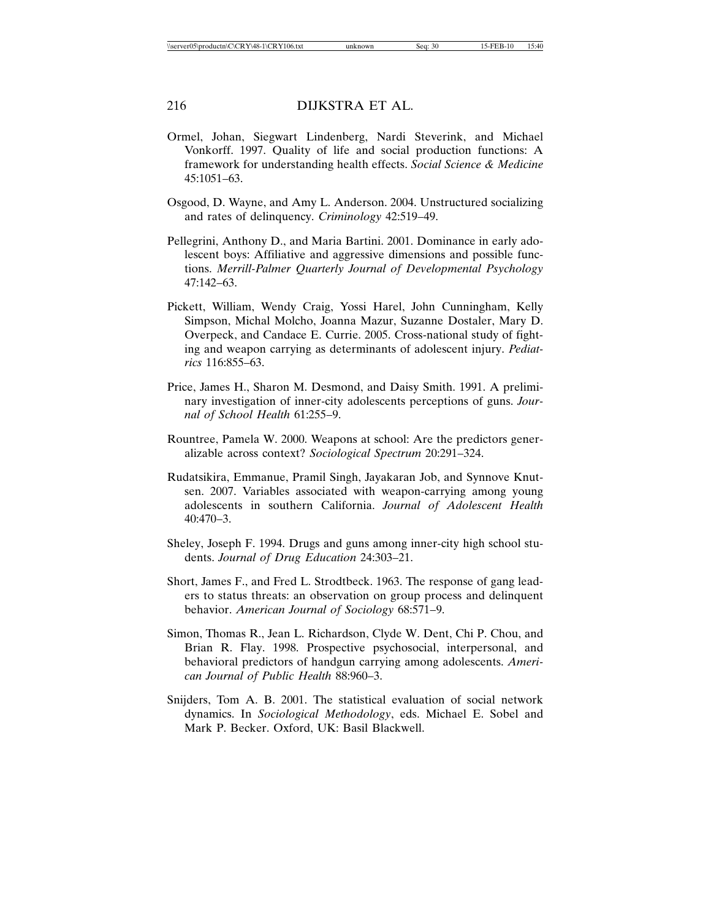Ormel, Johan, Siegwart Lindenberg, Nardi Steverink, and Michael Vonkorff. 1997. Quality of life and social production functions: A framework for understanding health effects. *Social Science & Medicine* 45:1051–63.

Osgood, D. Wayne, and Amy L. Anderson. 2004. Unstructured socializing and rates of delinquency. *Criminology* 42:519–49.

Pellegrini, Anthony D., and Maria Bartini. 2001. Dominance in early adolescent boys: Affiliative and aggressive dimensions and possible functions. *Merrill-Palmer Quarterly Journal of Developmental Psychology* 47:142–63.

Pickett, William, Wendy Craig, Yossi Harel, John Cunningham, Kelly Simpson, Michal Molcho, Joanna Mazur, Suzanne Dostaler, Mary D. Overpeck, and Candace E. Currie. 2005. Cross-national study of fighting and weapon carrying as determinants of adolescent injury. *Pediatrics* 116:855–63.

Price, James H., Sharon M. Desmond, and Daisy Smith. 1991. A preliminary investigation of inner-city adolescents perceptions of guns. *Journal of School Health* 61:255–9.

Rountree, Pamela W. 2000. Weapons at school: Are the predictors generalizable across context? *Sociological Spectrum* 20:291–324.

Rudatsikira, Emmanue, Pramil Singh, Jayakaran Job, and Synnove Knutsen. 2007. Variables associated with weapon-carrying among young adolescents in southern California. *Journal of Adolescent Health* 40:470–3.

Sheley, Joseph F. 1994. Drugs and guns among inner-city high school students. *Journal of Drug Education* 24:303–21.

Short, James F., and Fred L. Strodtbeck. 1963. The response of gang leaders to status threats: an observation on group process and delinquent behavior. *American Journal of Sociology* 68:571–9.

Simon, Thomas R., Jean L. Richardson, Clyde W. Dent, Chi P. Chou, and Brian R. Flay. 1998. Prospective psychosocial, interpersonal, and behavioral predictors of handgun carrying among adolescents. *American Journal of Public Health* 88:960–3.

Snijders, Tom A. B. 2001. The statistical evaluation of social network dynamics. In *Sociological Methodology*, eds. Michael E. Sobel and Mark P. Becker. Oxford, UK: Basil Blackwell.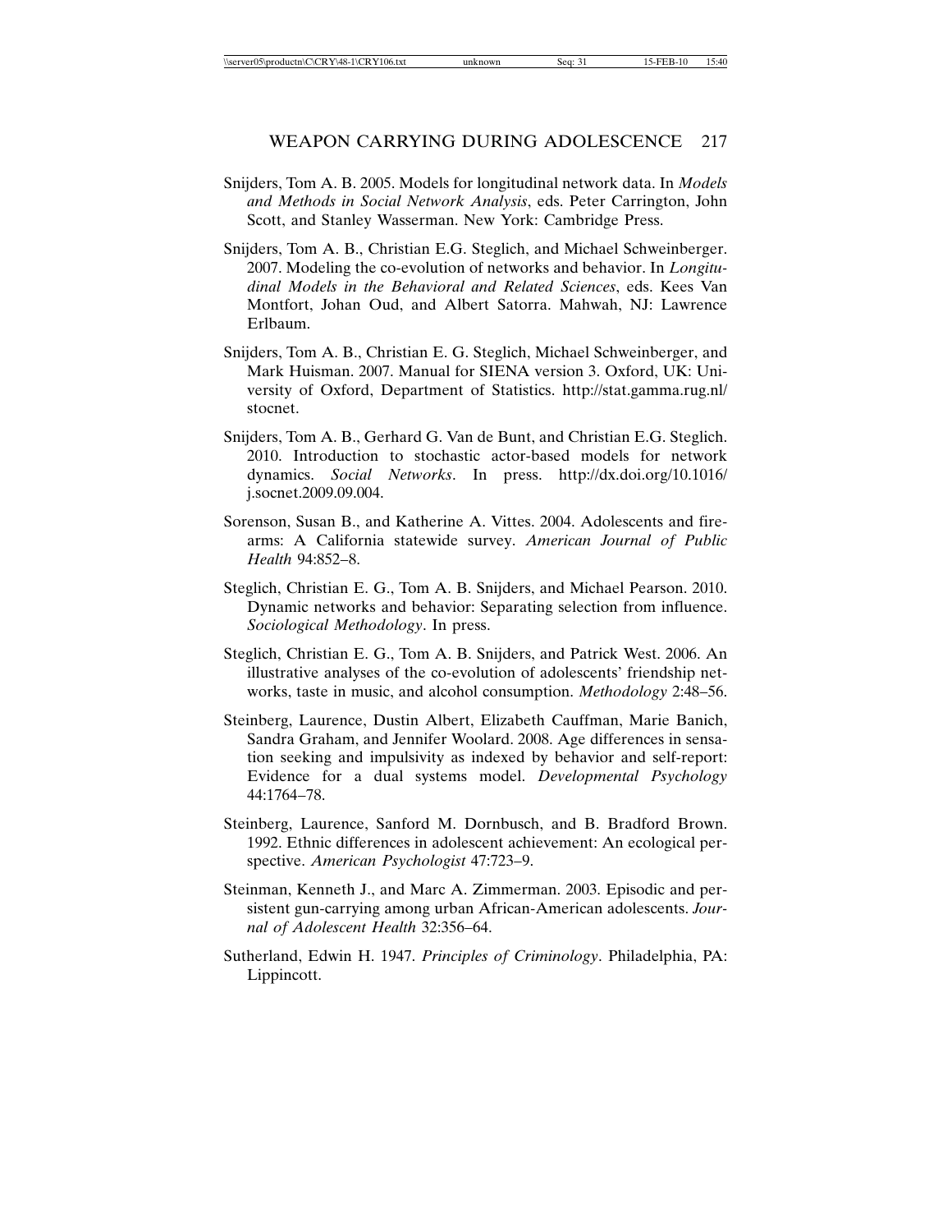Snijders, Tom A. B. 2005. Models for longitudinal network data. In *Models and Methods in Social Network Analysis*, eds. Peter Carrington, John Scott, and Stanley Wasserman. New York: Cambridge Press.

Snijders, Tom A. B., Christian E.G. Steglich, and Michael Schweinberger. 2007. Modeling the co-evolution of networks and behavior. In *Longitudinal Models in the Behavioral and Related Sciences*, eds. Kees Van Montfort, Johan Oud, and Albert Satorra. Mahwah, NJ: Lawrence Erlbaum.

Snijders, Tom A. B., Christian E. G. Steglich, Michael Schweinberger, and Mark Huisman. 2007. Manual for SIENA version 3. Oxford, UK: University of Oxford, Department of Statistics. http://stat.gamma.rug.nl/stocnet.

Snijders, Tom A. B., Gerhard G. Van de Bunt, and Christian E.G. Steglich. 2010. Introduction to stochastic actor-based models for network dynamics. *Social Networks*. In press. http://dx.doi.org/10.1016/j.socnet.2009.09.004.

Sorenson, Susan B., and Katherine A. Vittes. 2004. Adolescents and firearms: A California statewide survey. *American Journal of Public Health* 94:852–8.

Steglich, Christian E. G., Tom A. B. Snijders, and Michael Pearson. 2010. Dynamic networks and behavior: Separating selection from influence. *Sociological Methodology*. In press.

Steglich, Christian E. G., Tom A. B. Snijders, and Patrick West. 2006. An illustrative analyses of the co-evolution of adolescents' friendship networks, taste in music, and alcohol consumption. *Methodology* 2:48–56.

Steinberg, Laurence, Dustin Albert, Elizabeth Cauffman, Marie Banich, Sandra Graham, and Jennifer Woolard. 2008. Age differences in sensation seeking and impulsivity as indexed by behavior and self-report: Evidence for a dual systems model. *Developmental Psychology* 44:1764–78.

Steinberg, Laurence, Sanford M. Dornbusch, and B. Bradford Brown. 1992. Ethnic differences in adolescent achievement: An ecological perspective. *American Psychologist* 47:723–9.

Steinman, Kenneth J., and Marc A. Zimmerman. 2003. Episodic and persistent gun-carrying among urban African-American adolescents. *Journal of Adolescent Health* 32:356–64.

Sutherland, Edwin H. 1947. *Principles of Criminology*. Philadelphia, PA: Lippincott.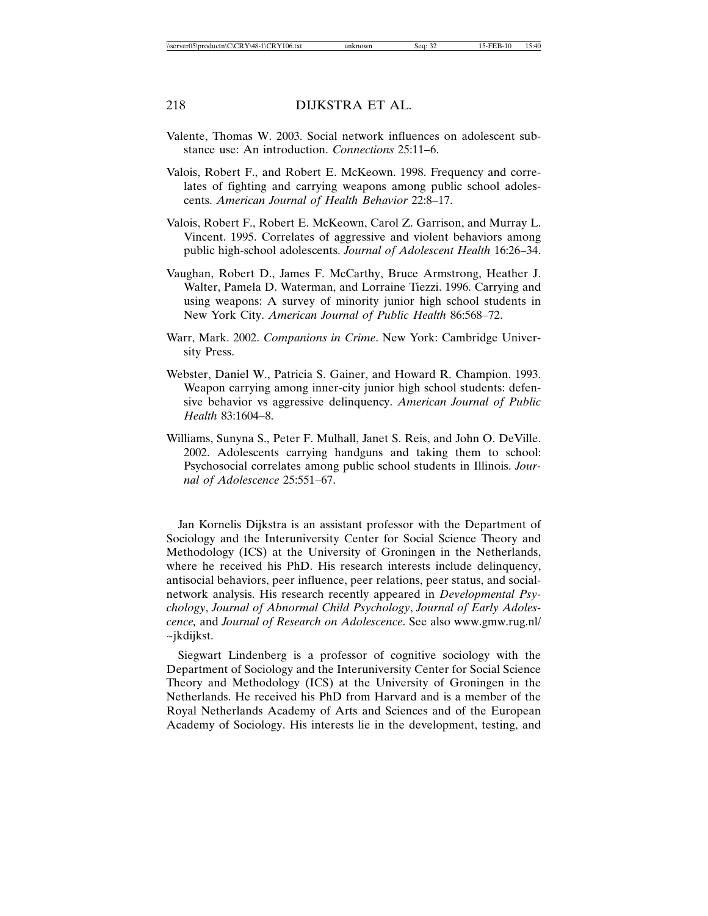Valente, Thomas W. 2003. Social network influences on adolescent substance use: An introduction. *Connections* 25:11–6.

Valois, Robert F., and Robert E. McKeown. 1998. Frequency and correlates of fighting and carrying weapons among public school adolescents. *American Journal of Health Behavior* 22:8–17.

Valois, Robert F., Robert E. McKeown, Carol Z. Garrison, and Murray L. Vincent. 1995. Correlates of aggressive and violent behaviors among public high-school adolescents. *Journal of Adolescent Health* 16:26–34.

Vaughan, Robert D., James F. McCarthy, Bruce Armstrong, Heather J. Walter, Pamela D. Waterman, and Lorraine Tiezzi. 1996. Carrying and using weapons: A survey of minority junior high school students in New York City. *American Journal of Public Health* 86:568–72.

Warr, Mark. 2002. *Companions in Crime*. New York: Cambridge University Press.

Webster, Daniel W., Patricia S. Gainer, and Howard R. Champion. 1993. Weapon carrying among inner-city junior high school students: defensive behavior vs aggressive delinquency. *American Journal of Public Health* 83:1604–8.

Williams, Sunyna S., Peter F. Mulhall, Janet S. Reis, and John O. DeVille. 2002. Adolescents carrying handguns and taking them to school: Psychosocial correlates among public school students in Illinois. *Journal of Adolescence* 25:551–67.

Jan Kornelis Dijkstra is an assistant professor with the Department of Sociology and the Interuniversity Center for Social Science Theory and Methodology (ICS) at the University of Groningen in the Netherlands, where he received his PhD. His research interests include delinquency, antisocial behaviors, peer influence, peer relations, peer status, and social-network analysis. His research recently appeared in *Developmental Psychology*, *Journal of Abnormal Child Psychology*, *Journal of Early Adolescence,* and *Journal of Research on Adolescence*. See also www.gmw.rug.nl/~jkdijkst.

Siegwart Lindenberg is a professor of cognitive sociology with the Department of Sociology and the Interuniversity Center for Social Science Theory and Methodology (ICS) at the University of Groningen in the Netherlands. He received his PhD from Harvard and is a member of the Royal Netherlands Academy of Arts and Sciences and of the European Academy of Sociology. His interests lie in the development, testing, and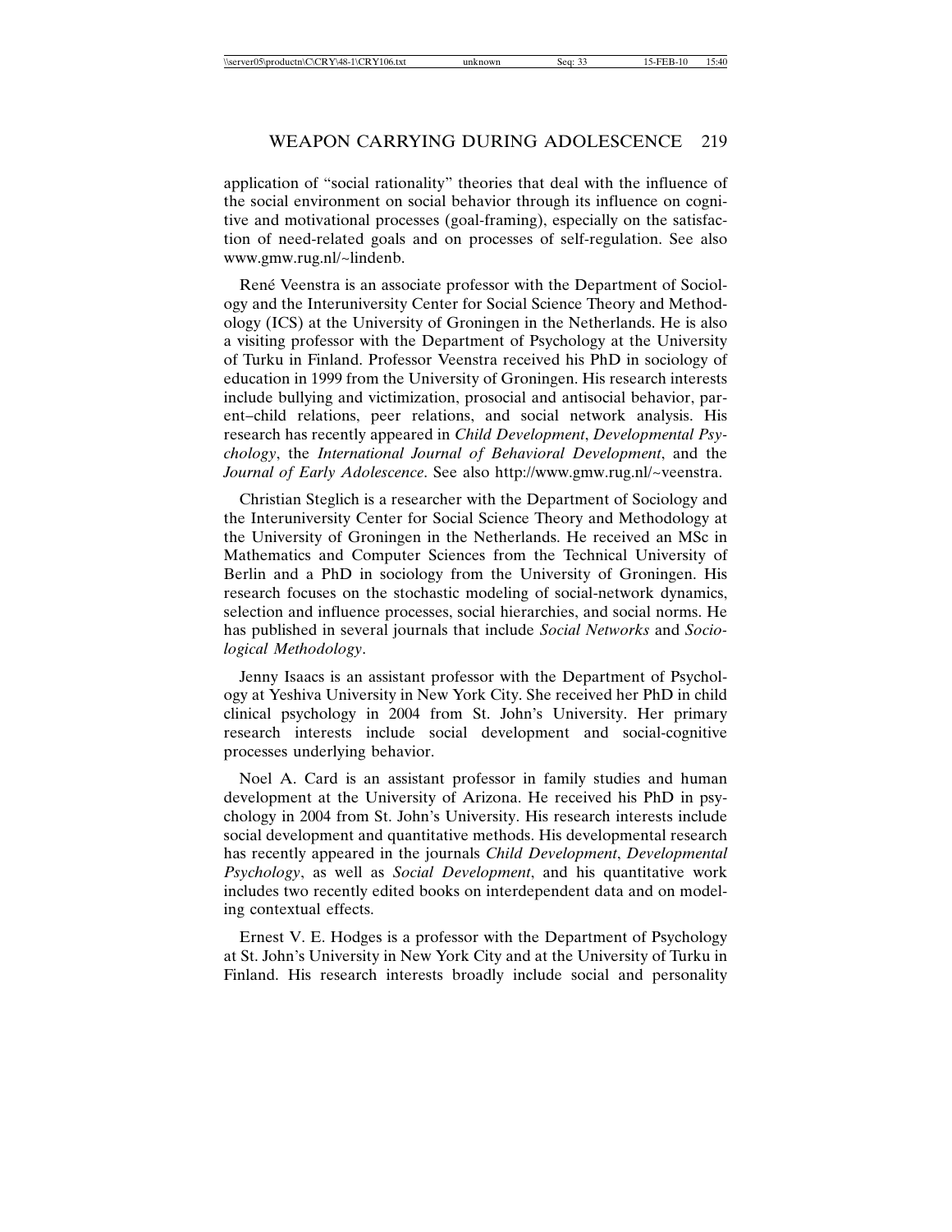application of "social rationality" theories that deal with the influence of the social environment on social behavior through its influence on cognitive and motivational processes (goal-framing), especially on the satisfaction of need-related goals and on processes of self-regulation. See also www.gmw.rug.nl/~lindenb.

René Veenstra is an associate professor with the Department of Sociology and the Interuniversity Center for Social Science Theory and Methodology (ICS) at the University of Groningen in the Netherlands. He is also a visiting professor with the Department of Psychology at the University of Turku in Finland. Professor Veenstra received his PhD in sociology of education in 1999 from the University of Groningen. His research interests include bullying and victimization, prosocial and antisocial behavior, parent–child relations, peer relations, and social network analysis. His research has recently appeared in *Child Development*, *Developmental Psychology*, the *International Journal of Behavioral Development*, and the *Journal of Early Adolescence*. See also http://www.gmw.rug.nl/~veenstra.

Christian Steglich is a researcher with the Department of Sociology and the Interuniversity Center for Social Science Theory and Methodology at the University of Groningen in the Netherlands. He received an MSc in Mathematics and Computer Sciences from the Technical University of Berlin and a PhD in sociology from the University of Groningen. His research focuses on the stochastic modeling of social-network dynamics, selection and influence processes, social hierarchies, and social norms. He has published in several journals that include *Social Networks* and *Sociological Methodology*.

Jenny Isaacs is an assistant professor with the Department of Psychology at Yeshiva University in New York City. She received her PhD in child clinical psychology in 2004 from St. John's University. Her primary research interests include social development and social-cognitive processes underlying behavior.

Noel A. Card is an assistant professor in family studies and human development at the University of Arizona. He received his PhD in psychology in 2004 from St. John's University. His research interests include social development and quantitative methods. His developmental research has recently appeared in the journals *Child Development*, *Developmental Psychology*, as well as *Social Development*, and his quantitative work includes two recently edited books on interdependent data and on modeling contextual effects.

Ernest V. E. Hodges is a professor with the Department of Psychology at St. John's University in New York City and at the University of Turku in Finland. His research interests broadly include social and personality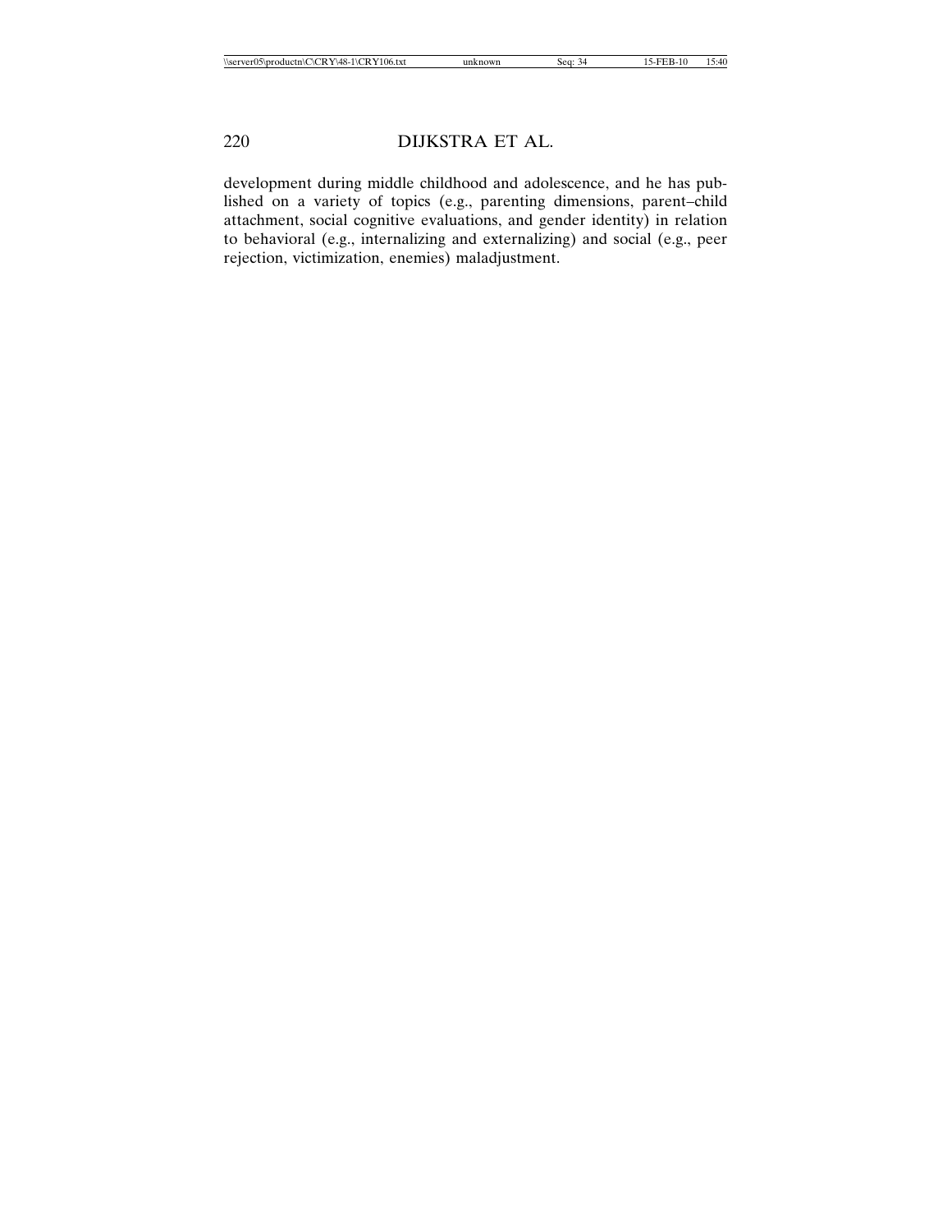development during middle childhood and adolescence, and he has published on a variety of topics (e.g., parenting dimensions, parent–child attachment, social cognitive evaluations, and gender identity) in relation to behavioral (e.g., internalizing and externalizing) and social (e.g., peer rejection, victimization, enemies) maladjustment.